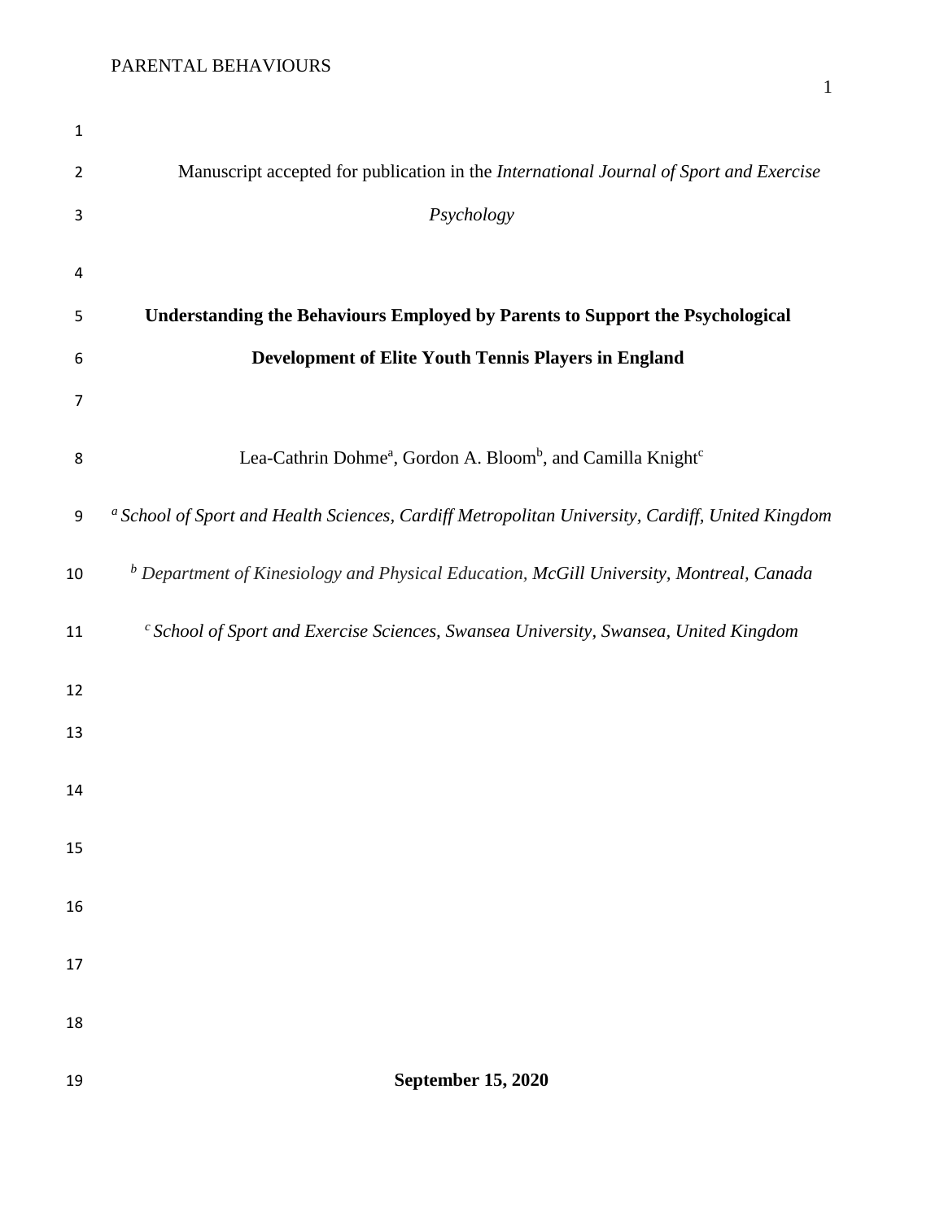Manuscript accepted for publication in the *International Journal of Sport and Exercise Psychology*

# Understanding the Behaviours Employed by Parents to Support the Psychological Development of Elite Youth Tennis Players in England

Lea-Cathrin Dohme[a], Gordon A. Bloom[b], and Camilla Knight[c]

[a] *School of Sport and Health Sciences, Cardiff Metropolitan University, Cardiff, United Kingdom*

[b] *Department of Kinesiology and Physical Education, McGill University, Montreal, Canada*

[c] *School of Sport and Exercise Sciences, Swansea University, Swansea, United Kingdom*

**September 15, 2020**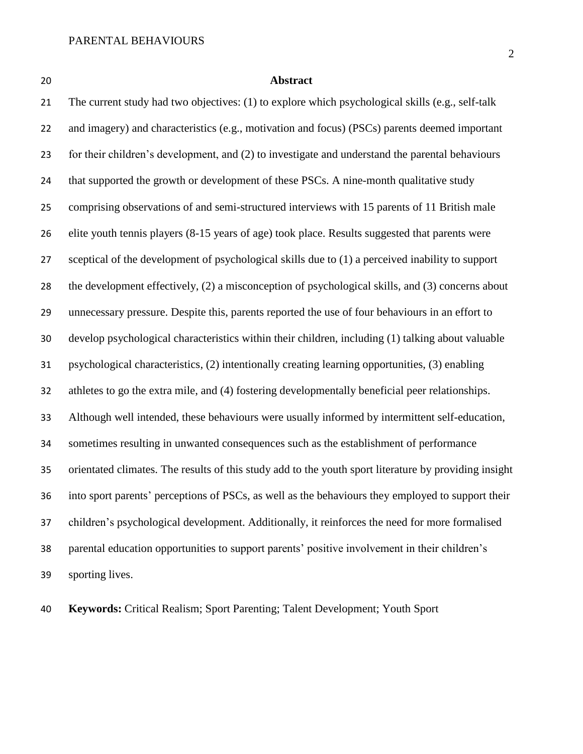## Abstract

The current study had two objectives: (1) to explore which psychological skills (e.g., self-talk and imagery) and characteristics (e.g., motivation and focus) (PSCs) parents deemed important for their children's development, and (2) to investigate and understand the parental behaviours that supported the growth or development of these PSCs. A nine-month qualitative study comprising observations of and semi-structured interviews with 15 parents of 11 British male elite youth tennis players (8-15 years of age) took place. Results suggested that parents were sceptical of the development of psychological skills due to (1) a perceived inability to support the development effectively, (2) a misconception of psychological skills, and (3) concerns about unnecessary pressure. Despite this, parents reported the use of four behaviours in an effort to develop psychological characteristics within their children, including (1) talking about valuable psychological characteristics, (2) intentionally creating learning opportunities, (3) enabling athletes to go the extra mile, and (4) fostering developmentally beneficial peer relationships. Although well intended, these behaviours were usually informed by intermittent self-education, sometimes resulting in unwanted consequences such as the establishment of performance orientated climates. The results of this study add to the youth sport literature by providing insight into sport parents' perceptions of PSCs, as well as the behaviours they employed to support their children's psychological development. Additionally, it reinforces the need for more formalised parental education opportunities to support parents' positive involvement in their children's sporting lives.

**Keywords:** Critical Realism; Sport Parenting; Talent Development; Youth Sport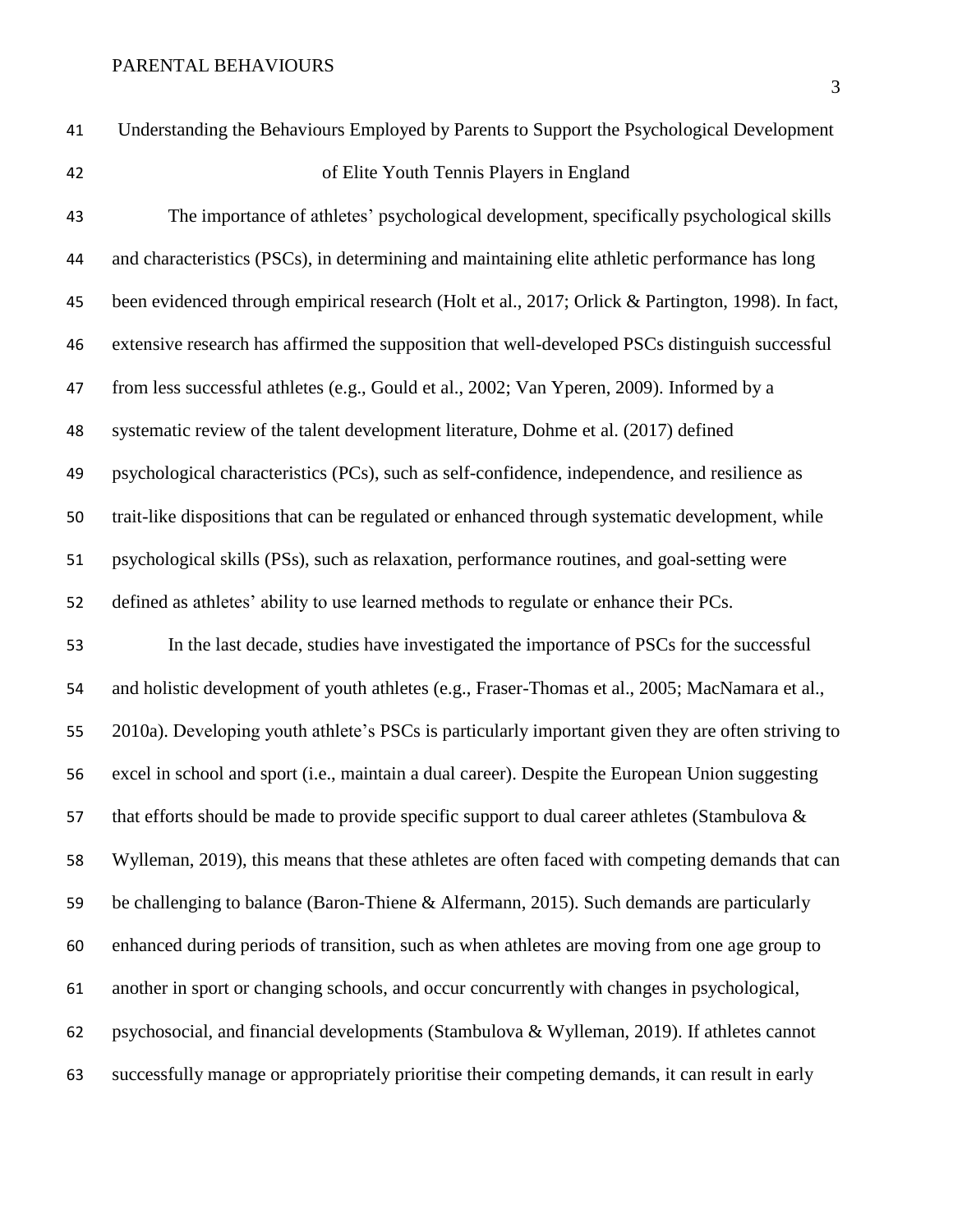# Understanding the Behaviours Employed by Parents to Support the Psychological Development of Elite Youth Tennis Players in England

The importance of athletes' psychological development, specifically psychological skills and characteristics (PSCs), in determining and maintaining elite athletic performance has long been evidenced through empirical research (Holt et al., 2017; Orlick & Partington, 1998). In fact, extensive research has affirmed the supposition that well-developed PSCs distinguish successful from less successful athletes (e.g., Gould et al., 2002; Van Yperen, 2009). Informed by a systematic review of the talent development literature, Dohme et al. (2017) defined psychological characteristics (PCs), such as self-confidence, independence, and resilience as trait-like dispositions that can be regulated or enhanced through systematic development, while psychological skills (PSs), such as relaxation, performance routines, and goal-setting were defined as athletes' ability to use learned methods to regulate or enhance their PCs.

In the last decade, studies have investigated the importance of PSCs for the successful and holistic development of youth athletes (e.g., Fraser-Thomas et al., 2005; MacNamara et al., 2010a). Developing youth athlete's PSCs is particularly important given they are often striving to excel in school and sport (i.e., maintain a dual career). Despite the European Union suggesting that efforts should be made to provide specific support to dual career athletes (Stambulova & Wylleman, 2019), this means that these athletes are often faced with competing demands that can be challenging to balance (Baron-Thiene & Alfermann, 2015). Such demands are particularly enhanced during periods of transition, such as when athletes are moving from one age group to another in sport or changing schools, and occur concurrently with changes in psychological, psychosocial, and financial developments (Stambulova & Wylleman, 2019). If athletes cannot successfully manage or appropriately prioritise their competing demands, it can result in early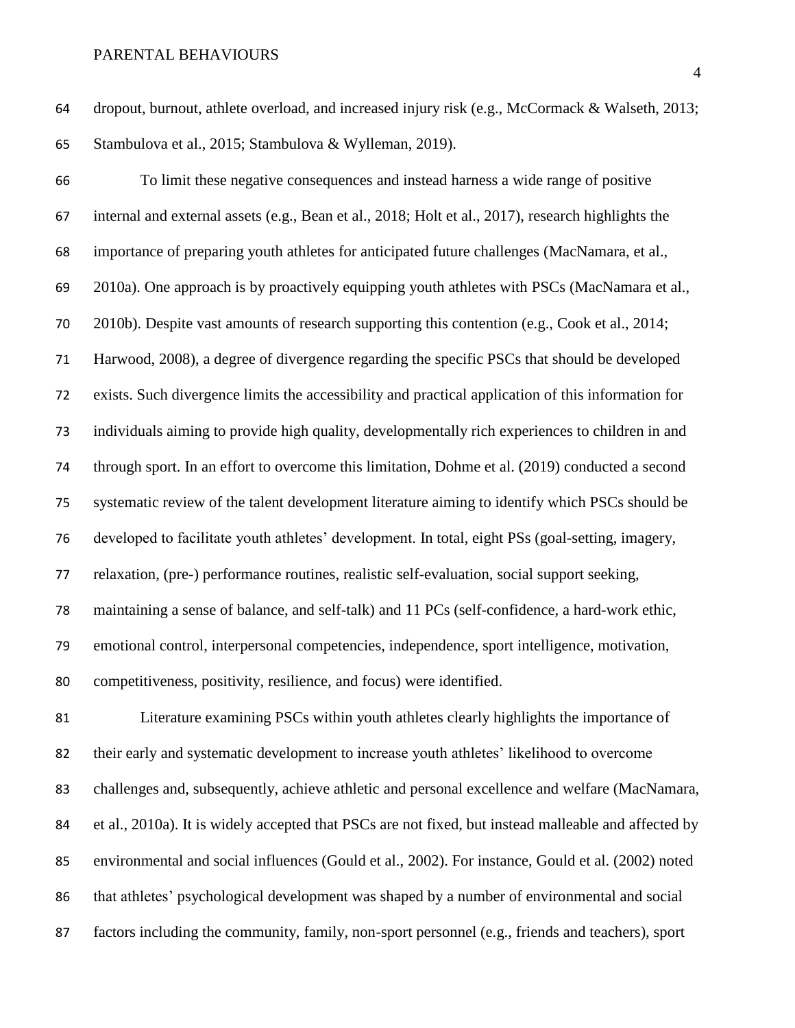dropout, burnout, athlete overload, and increased injury risk (e.g., McCormack & Walseth, 2013; Stambulova et al., 2015; Stambulova & Wylleman, 2019).

To limit these negative consequences and instead harness a wide range of positive internal and external assets (e.g., Bean et al., 2018; Holt et al., 2017), research highlights the importance of preparing youth athletes for anticipated future challenges (MacNamara, et al., 2010a). One approach is by proactively equipping youth athletes with PSCs (MacNamara et al., 2010b). Despite vast amounts of research supporting this contention (e.g., Cook et al., 2014; Harwood, 2008), a degree of divergence regarding the specific PSCs that should be developed exists. Such divergence limits the accessibility and practical application of this information for individuals aiming to provide high quality, developmentally rich experiences to children in and through sport. In an effort to overcome this limitation, Dohme et al. (2019) conducted a second systematic review of the talent development literature aiming to identify which PSCs should be developed to facilitate youth athletes' development. In total, eight PSs (goal-setting, imagery, relaxation, (pre-) performance routines, realistic self-evaluation, social support seeking, maintaining a sense of balance, and self-talk) and 11 PCs (self-confidence, a hard-work ethic, emotional control, interpersonal competencies, independence, sport intelligence, motivation, competitiveness, positivity, resilience, and focus) were identified.

Literature examining PSCs within youth athletes clearly highlights the importance of their early and systematic development to increase youth athletes' likelihood to overcome challenges and, subsequently, achieve athletic and personal excellence and welfare (MacNamara, et al., 2010a). It is widely accepted that PSCs are not fixed, but instead malleable and affected by environmental and social influences (Gould et al., 2002). For instance, Gould et al. (2002) noted that athletes' psychological development was shaped by a number of environmental and social factors including the community, family, non-sport personnel (e.g., friends and teachers), sport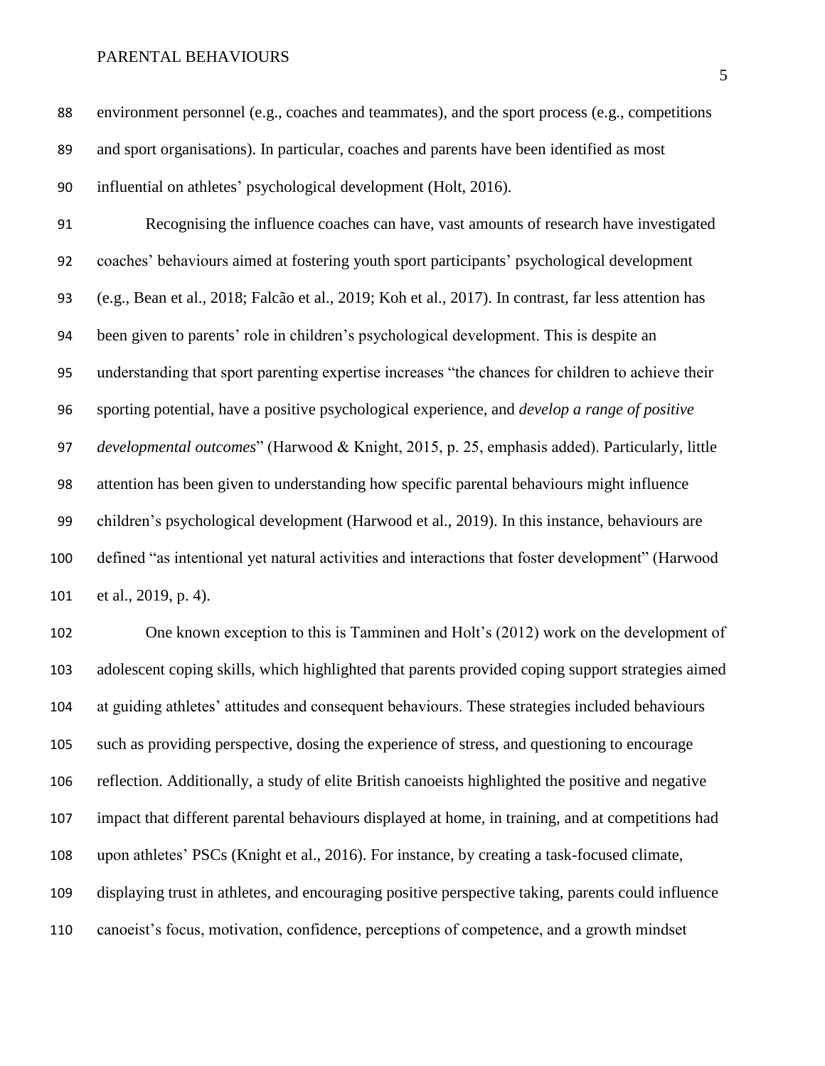environment personnel (e.g., coaches and teammates), and the sport process (e.g., competitions and sport organisations). In particular, coaches and parents have been identified as most influential on athletes' psychological development (Holt, 2016).

Recognising the influence coaches can have, vast amounts of research have investigated coaches' behaviours aimed at fostering youth sport participants' psychological development (e.g., Bean et al., 2018; Falcão et al., 2019; Koh et al., 2017). In contrast, far less attention has been given to parents' role in children's psychological development. This is despite an understanding that sport parenting expertise increases "the chances for children to achieve their sporting potential, have a positive psychological experience, and *develop a range of positive developmental outcomes*" (Harwood & Knight, 2015, p. 25, emphasis added). Particularly, little attention has been given to understanding how specific parental behaviours might influence children's psychological development (Harwood et al., 2019). In this instance, behaviours are defined "as intentional yet natural activities and interactions that foster development" (Harwood et al., 2019, p. 4).

One known exception to this is Tamminen and Holt's (2012) work on the development of adolescent coping skills, which highlighted that parents provided coping support strategies aimed at guiding athletes' attitudes and consequent behaviours. These strategies included behaviours such as providing perspective, dosing the experience of stress, and questioning to encourage reflection. Additionally, a study of elite British canoeists highlighted the positive and negative impact that different parental behaviours displayed at home, in training, and at competitions had upon athletes' PSCs (Knight et al., 2016). For instance, by creating a task-focused climate, displaying trust in athletes, and encouraging positive perspective taking, parents could influence canoeist's focus, motivation, confidence, perceptions of competence, and a growth mindset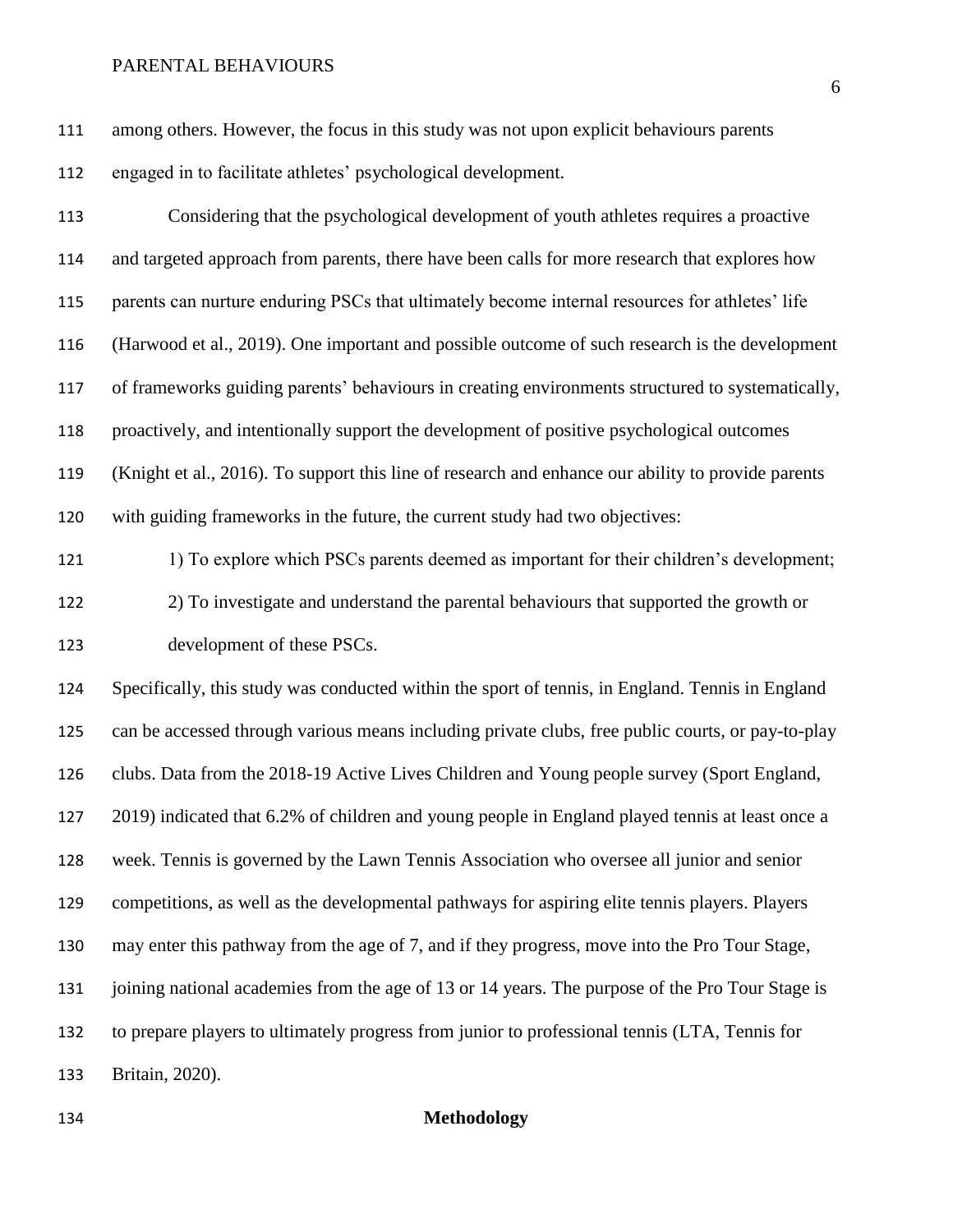among others. However, the focus in this study was not upon explicit behaviours parents engaged in to facilitate athletes' psychological development.

Considering that the psychological development of youth athletes requires a proactive and targeted approach from parents, there have been calls for more research that explores how parents can nurture enduring PSCs that ultimately become internal resources for athletes' life (Harwood et al., 2019). One important and possible outcome of such research is the development of frameworks guiding parents' behaviours in creating environments structured to systematically, proactively, and intentionally support the development of positive psychological outcomes (Knight et al., 2016). To support this line of research and enhance our ability to provide parents with guiding frameworks in the future, the current study had two objectives:

1) To explore which PSCs parents deemed as important for their children's development;
2) To investigate and understand the parental behaviours that supported the growth or development of these PSCs.

Specifically, this study was conducted within the sport of tennis, in England. Tennis in England can be accessed through various means including private clubs, free public courts, or pay-to-play clubs. Data from the 2018-19 Active Lives Children and Young people survey (Sport England, 2019) indicated that 6.2% of children and young people in England played tennis at least once a week. Tennis is governed by the Lawn Tennis Association who oversee all junior and senior competitions, as well as the developmental pathways for aspiring elite tennis players. Players may enter this pathway from the age of 7, and if they progress, move into the Pro Tour Stage, joining national academies from the age of 13 or 14 years. The purpose of the Pro Tour Stage is to prepare players to ultimately progress from junior to professional tennis (LTA, Tennis for Britain, 2020).

## Methodology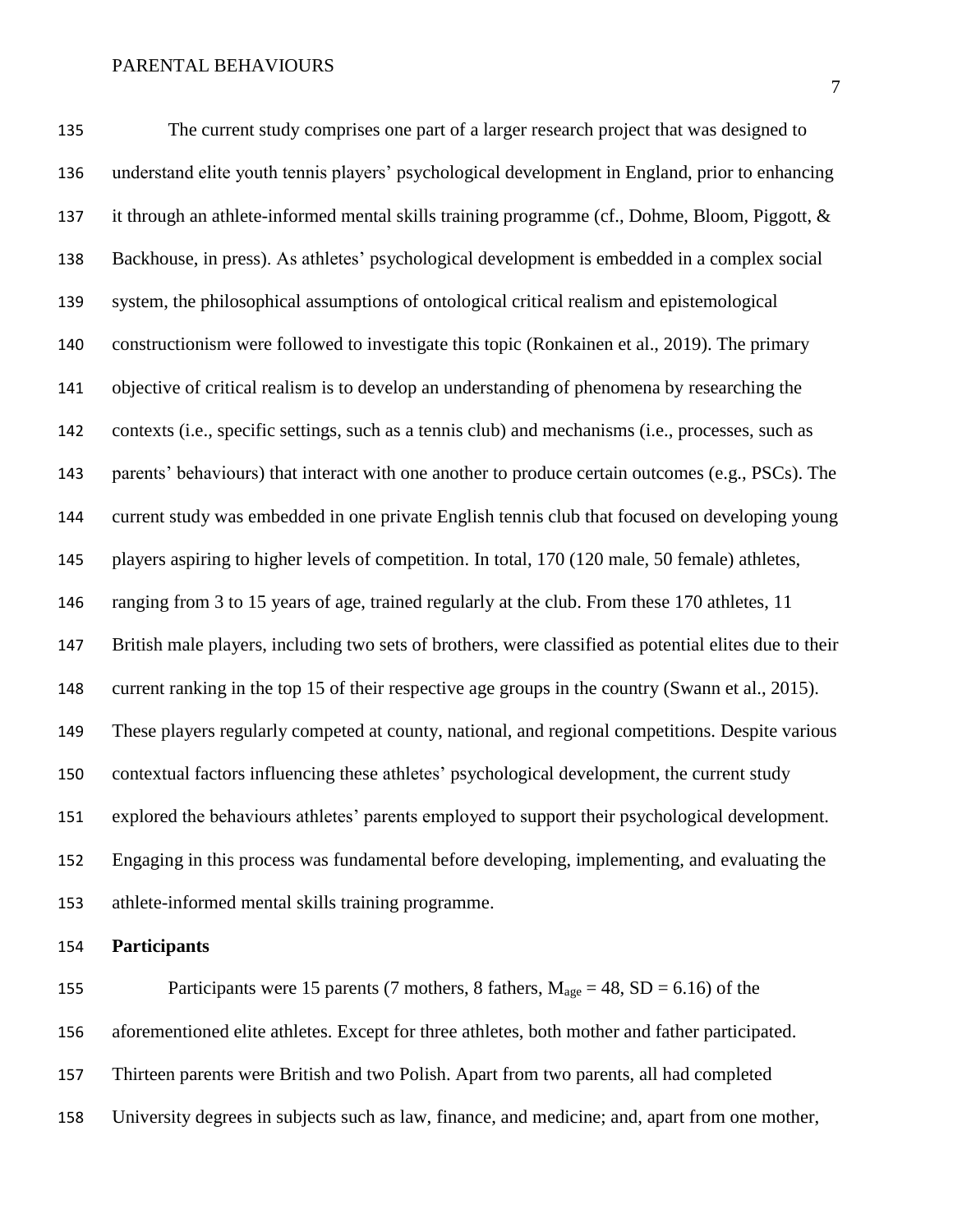The current study comprises one part of a larger research project that was designed to understand elite youth tennis players' psychological development in England, prior to enhancing it through an athlete-informed mental skills training programme (cf., Dohme, Bloom, Piggott, & Backhouse, in press). As athletes' psychological development is embedded in a complex social system, the philosophical assumptions of ontological critical realism and epistemological constructionism were followed to investigate this topic (Ronkainen et al., 2019). The primary objective of critical realism is to develop an understanding of phenomena by researching the contexts (i.e., specific settings, such as a tennis club) and mechanisms (i.e., processes, such as parents' behaviours) that interact with one another to produce certain outcomes (e.g., PSCs). The current study was embedded in one private English tennis club that focused on developing young players aspiring to higher levels of competition. In total, 170 (120 male, 50 female) athletes, ranging from 3 to 15 years of age, trained regularly at the club. From these 170 athletes, 11 British male players, including two sets of brothers, were classified as potential elites due to their current ranking in the top 15 of their respective age groups in the country (Swann et al., 2015). These players regularly competed at county, national, and regional competitions. Despite various contextual factors influencing these athletes' psychological development, the current study explored the behaviours athletes' parents employed to support their psychological development. Engaging in this process was fundamental before developing, implementing, and evaluating the athlete-informed mental skills training programme.

**Participants**

Participants were 15 parents (7 mothers, 8 fathers, $M_{age} = 48$, $SD = 6.16$) of the aforementioned elite athletes. Except for three athletes, both mother and father participated. Thirteen parents were British and two Polish. Apart from two parents, all had completed University degrees in subjects such as law, finance, and medicine; and, apart from one mother,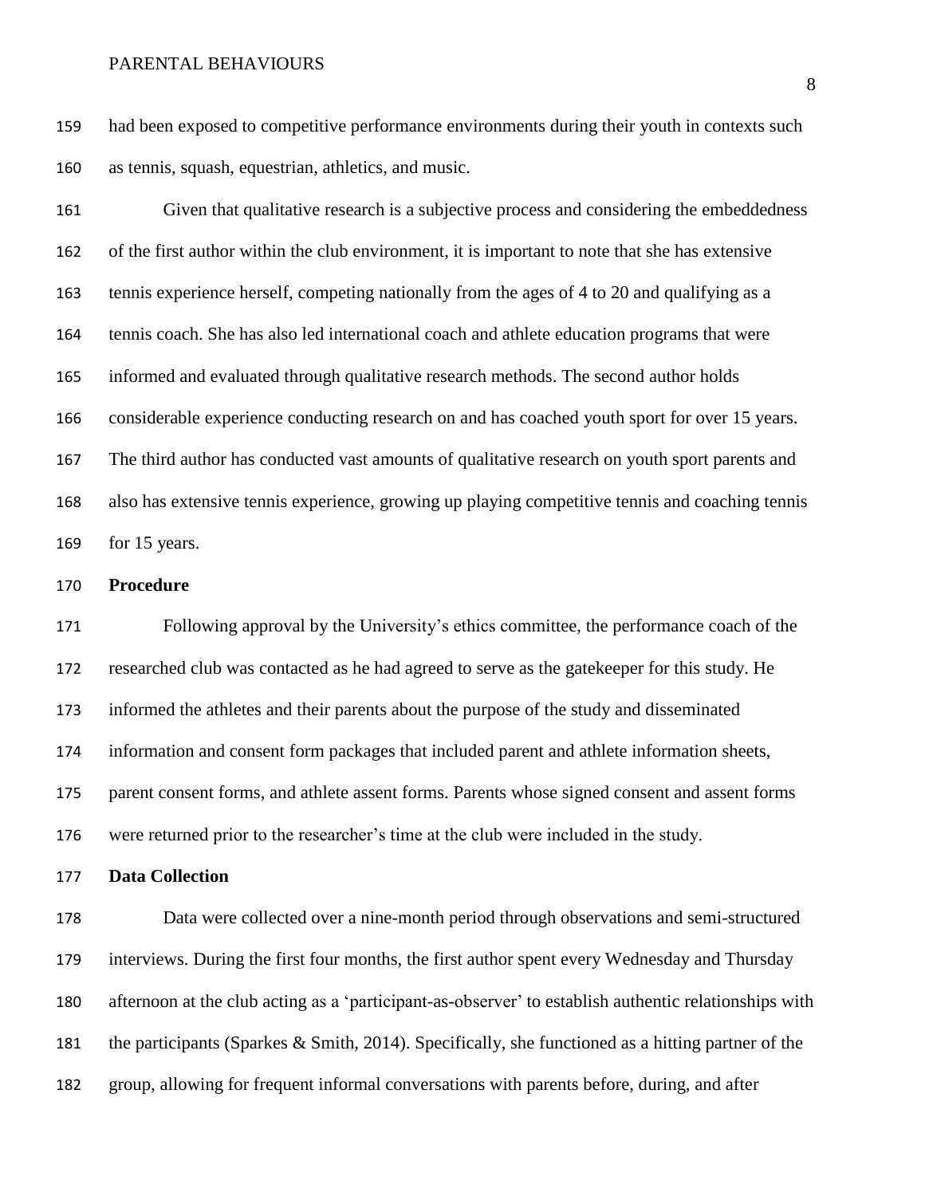had been exposed to competitive performance environments during their youth in contexts such as tennis, squash, equestrian, athletics, and music.

Given that qualitative research is a subjective process and considering the embeddedness of the first author within the club environment, it is important to note that she has extensive tennis experience herself, competing nationally from the ages of 4 to 20 and qualifying as a tennis coach. She has also led international coach and athlete education programs that were informed and evaluated through qualitative research methods. The second author holds considerable experience conducting research on and has coached youth sport for over 15 years. The third author has conducted vast amounts of qualitative research on youth sport parents and also has extensive tennis experience, growing up playing competitive tennis and coaching tennis for 15 years.

**Procedure**

Following approval by the University's ethics committee, the performance coach of the researched club was contacted as he had agreed to serve as the gatekeeper for this study. He informed the athletes and their parents about the purpose of the study and disseminated information and consent form packages that included parent and athlete information sheets, parent consent forms, and athlete assent forms. Parents whose signed consent and assent forms were returned prior to the researcher's time at the club were included in the study.

**Data Collection**

Data were collected over a nine-month period through observations and semi-structured interviews. During the first four months, the first author spent every Wednesday and Thursday afternoon at the club acting as a 'participant-as-observer' to establish authentic relationships with the participants (Sparkes & Smith, 2014). Specifically, she functioned as a hitting partner of the group, allowing for frequent informal conversations with parents before, during, and after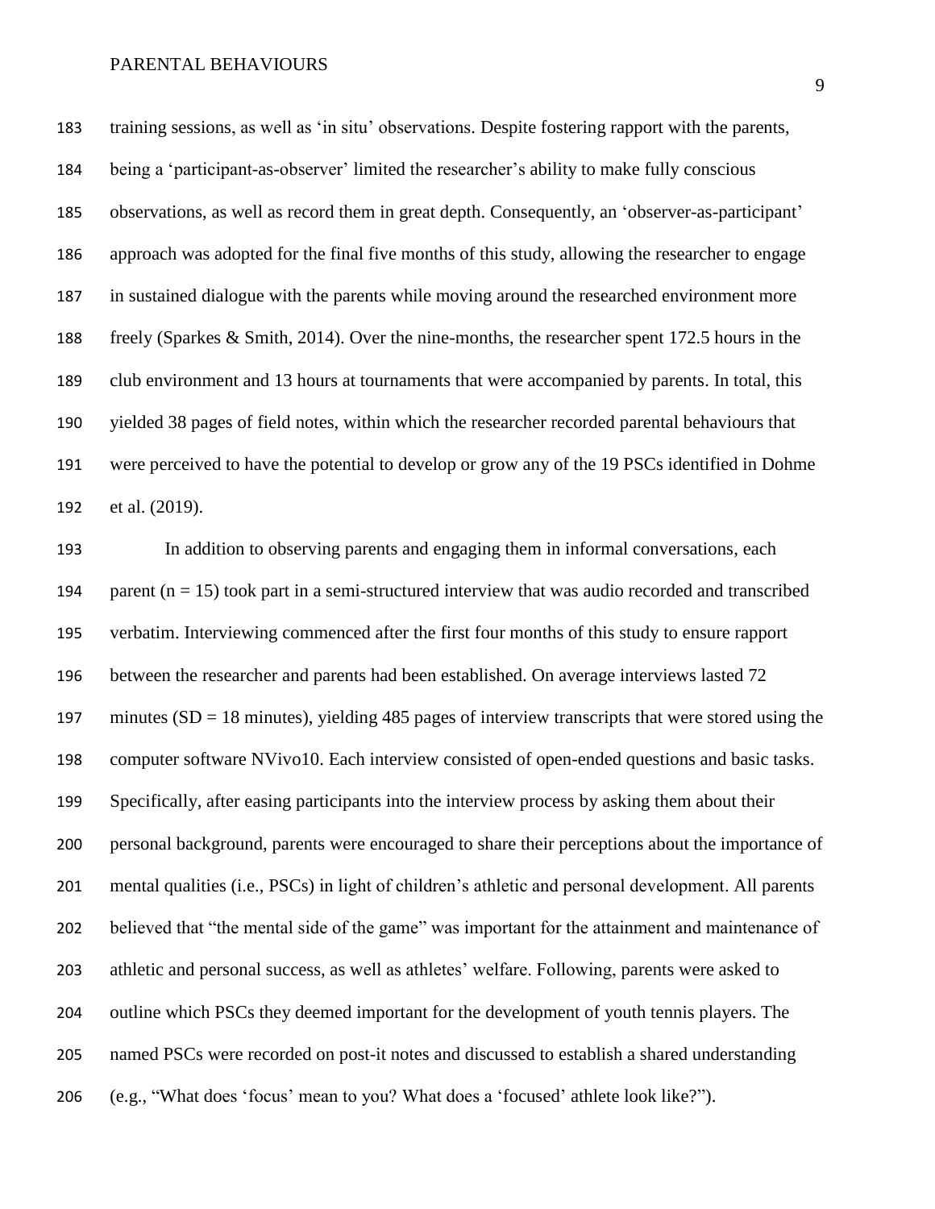training sessions, as well as 'in situ' observations. Despite fostering rapport with the parents, being a 'participant-as-observer' limited the researcher's ability to make fully conscious observations, as well as record them in great depth. Consequently, an 'observer-as-participant' approach was adopted for the final five months of this study, allowing the researcher to engage in sustained dialogue with the parents while moving around the researched environment more freely (Sparkes & Smith, 2014). Over the nine-months, the researcher spent 172.5 hours in the club environment and 13 hours at tournaments that were accompanied by parents. In total, this yielded 38 pages of field notes, within which the researcher recorded parental behaviours that were perceived to have the potential to develop or grow any of the 19 PSCs identified in Dohme et al. (2019).

In addition to observing parents and engaging them in informal conversations, each parent ($n = 15$) took part in a semi-structured interview that was audio recorded and transcribed verbatim. Interviewing commenced after the first four months of this study to ensure rapport between the researcher and parents had been established. On average interviews lasted 72 minutes ($SD = 18$ minutes), yielding 485 pages of interview transcripts that were stored using the computer software NVivo10. Each interview consisted of open-ended questions and basic tasks. Specifically, after easing participants into the interview process by asking them about their personal background, parents were encouraged to share their perceptions about the importance of mental qualities (i.e., PSCs) in light of children's athletic and personal development. All parents believed that "the mental side of the game" was important for the attainment and maintenance of athletic and personal success, as well as athletes' welfare. Following, parents were asked to outline which PSCs they deemed important for the development of youth tennis players. The named PSCs were recorded on post-it notes and discussed to establish a shared understanding (e.g., "What does 'focus' mean to you? What does a 'focused' athlete look like?").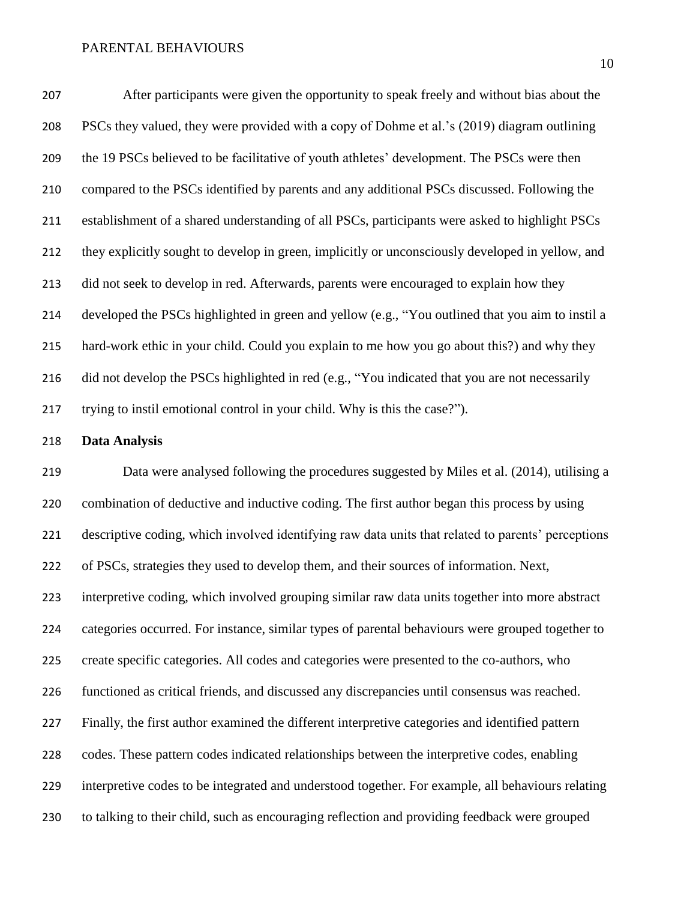After participants were given the opportunity to speak freely and without bias about the PSCs they valued, they were provided with a copy of Dohme et al.'s (2019) diagram outlining the 19 PSCs believed to be facilitative of youth athletes' development. The PSCs were then compared to the PSCs identified by parents and any additional PSCs discussed. Following the establishment of a shared understanding of all PSCs, participants were asked to highlight PSCs they explicitly sought to develop in green, implicitly or unconsciously developed in yellow, and did not seek to develop in red. Afterwards, parents were encouraged to explain how they developed the PSCs highlighted in green and yellow (e.g., "You outlined that you aim to instil a hard-work ethic in your child. Could you explain to me how you go about this?) and why they did not develop the PSCs highlighted in red (e.g., "You indicated that you are not necessarily trying to instil emotional control in your child. Why is this the case?").

**Data Analysis**

Data were analysed following the procedures suggested by Miles et al. (2014), utilising a combination of deductive and inductive coding. The first author began this process by using descriptive coding, which involved identifying raw data units that related to parents' perceptions of PSCs, strategies they used to develop them, and their sources of information. Next, interpretive coding, which involved grouping similar raw data units together into more abstract categories occurred. For instance, similar types of parental behaviours were grouped together to create specific categories. All codes and categories were presented to the co-authors, who functioned as critical friends, and discussed any discrepancies until consensus was reached. Finally, the first author examined the different interpretive categories and identified pattern codes. These pattern codes indicated relationships between the interpretive codes, enabling interpretive codes to be integrated and understood together. For example, all behaviours relating to talking to their child, such as encouraging reflection and providing feedback were grouped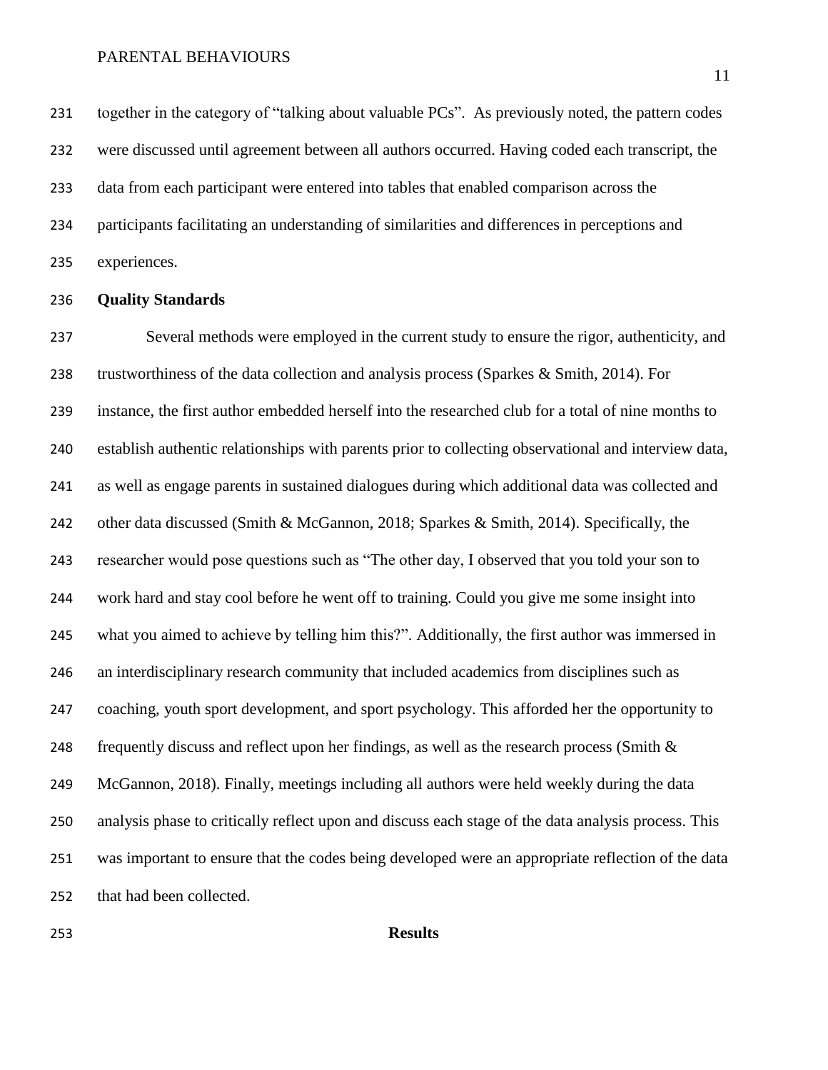together in the category of "talking about valuable PCs". As previously noted, the pattern codes were discussed until agreement between all authors occurred. Having coded each transcript, the data from each participant were entered into tables that enabled comparison across the participants facilitating an understanding of similarities and differences in perceptions and experiences.

### Quality Standards

Several methods were employed in the current study to ensure the rigor, authenticity, and trustworthiness of the data collection and analysis process (Sparkes & Smith, 2014). For instance, the first author embedded herself into the researched club for a total of nine months to establish authentic relationships with parents prior to collecting observational and interview data, as well as engage parents in sustained dialogues during which additional data was collected and other data discussed (Smith & McGannon, 2018; Sparkes & Smith, 2014). Specifically, the researcher would pose questions such as "The other day, I observed that you told your son to work hard and stay cool before he went off to training. Could you give me some insight into what you aimed to achieve by telling him this?". Additionally, the first author was immersed in an interdisciplinary research community that included academics from disciplines such as coaching, youth sport development, and sport psychology. This afforded her the opportunity to frequently discuss and reflect upon her findings, as well as the research process (Smith & McGannon, 2018). Finally, meetings including all authors were held weekly during the data analysis phase to critically reflect upon and discuss each stage of the data analysis process. This was important to ensure that the codes being developed were an appropriate reflection of the data that had been collected.

## Results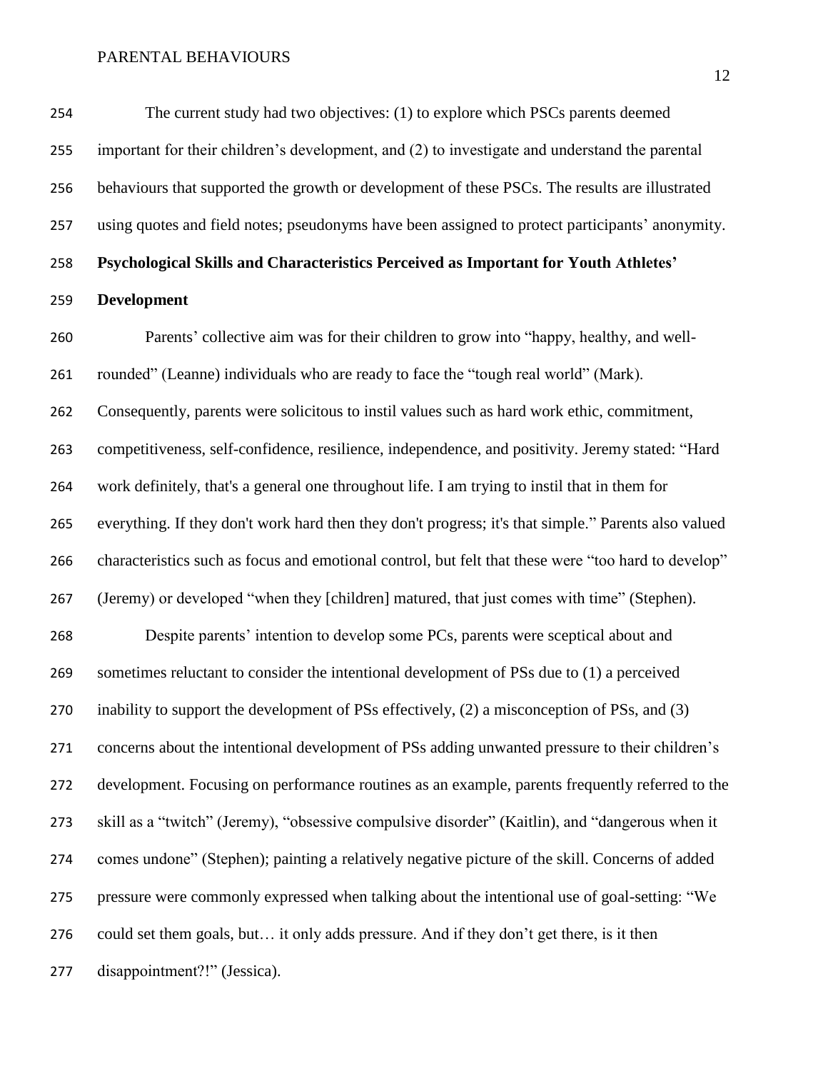The current study had two objectives: (1) to explore which PSCs parents deemed important for their children's development, and (2) to investigate and understand the parental behaviours that supported the growth or development of these PSCs. The results are illustrated using quotes and field notes; pseudonyms have been assigned to protect participants' anonymity.

**Psychological Skills and Characteristics Perceived as Important for Youth Athletes' Development**

Parents' collective aim was for their children to grow into "happy, healthy, and well-rounded" (Leanne) individuals who are ready to face the "tough real world" (Mark). Consequently, parents were solicitous to instil values such as hard work ethic, commitment, competitiveness, self-confidence, resilience, independence, and positivity. Jeremy stated: "Hard work definitely, that's a general one throughout life. I am trying to instil that in them for everything. If they don't work hard then they don't progress; it's that simple." Parents also valued characteristics such as focus and emotional control, but felt that these were "too hard to develop" (Jeremy) or developed "when they [children] matured, that just comes with time" (Stephen).

Despite parents' intention to develop some PCs, parents were sceptical about and sometimes reluctant to consider the intentional development of PSs due to (1) a perceived inability to support the development of PSs effectively, (2) a misconception of PSs, and (3) concerns about the intentional development of PSs adding unwanted pressure to their children's development. Focusing on performance routines as an example, parents frequently referred to the skill as a "twitch" (Jeremy), "obsessive compulsive disorder" (Kaitlin), and "dangerous when it comes undone" (Stephen); painting a relatively negative picture of the skill. Concerns of added pressure were commonly expressed when talking about the intentional use of goal-setting: "We could set them goals, but… it only adds pressure. And if they don't get there, is it then disappointment?!" (Jessica).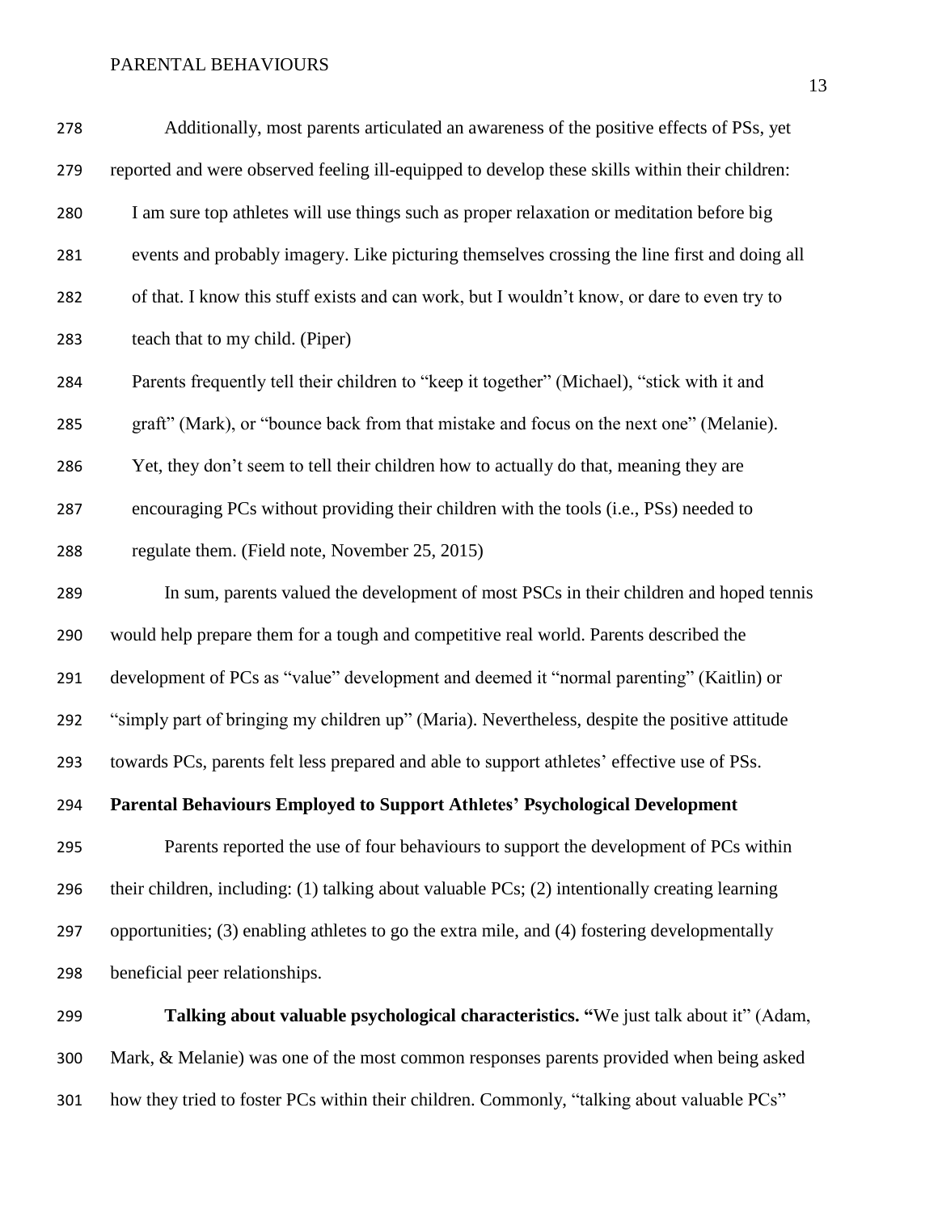Additionally, most parents articulated an awareness of the positive effects of PSs, yet reported and were observed feeling ill-equipped to develop these skills within their children:

> I am sure top athletes will use things such as proper relaxation or meditation before big events and probably imagery. Like picturing themselves crossing the line first and doing all of that. I know this stuff exists and can work, but I wouldn't know, or dare to even try to teach that to my child. (Piper)

> Parents frequently tell their children to "keep it together" (Michael), "stick with it and graft" (Mark), or "bounce back from that mistake and focus on the next one" (Melanie). Yet, they don't seem to tell their children how to actually do that, meaning they are encouraging PCs without providing their children with the tools (i.e., PSs) needed to regulate them. (Field note, November 25, 2015)

In sum, parents valued the development of most PSCs in their children and hoped tennis would help prepare them for a tough and competitive real world. Parents described the development of PCs as "value" development and deemed it "normal parenting" (Kaitlin) or "simply part of bringing my children up" (Maria). Nevertheless, despite the positive attitude towards PCs, parents felt less prepared and able to support athletes' effective use of PSs.

## Parental Behaviours Employed to Support Athletes' Psychological Development

Parents reported the use of four behaviours to support the development of PCs within their children, including: (1) talking about valuable PCs; (2) intentionally creating learning opportunities; (3) enabling athletes to go the extra mile, and (4) fostering developmentally beneficial peer relationships.

**Talking about valuable psychological characteristics.** "We just talk about it" (Adam, Mark, & Melanie) was one of the most common responses parents provided when being asked how they tried to foster PCs within their children. Commonly, "talking about valuable PCs"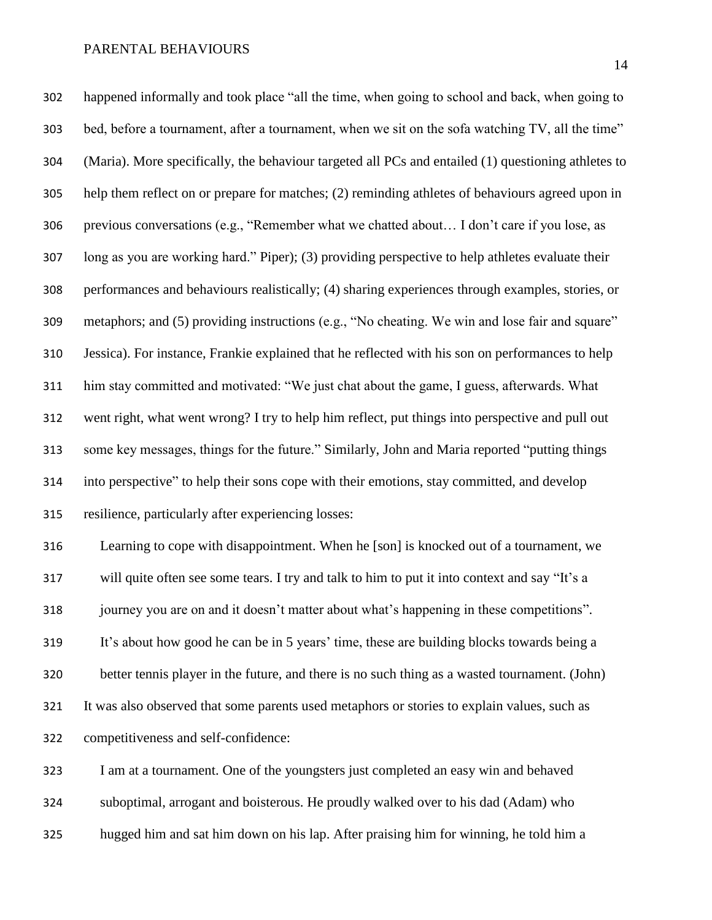happened informally and took place "all the time, when going to school and back, when going to bed, before a tournament, after a tournament, when we sit on the sofa watching TV, all the time" (Maria). More specifically, the behaviour targeted all PCs and entailed (1) questioning athletes to help them reflect on or prepare for matches; (2) reminding athletes of behaviours agreed upon in previous conversations (e.g., "Remember what we chatted about… I don't care if you lose, as long as you are working hard." Piper); (3) providing perspective to help athletes evaluate their performances and behaviours realistically; (4) sharing experiences through examples, stories, or metaphors; and (5) providing instructions (e.g., "No cheating. We win and lose fair and square" Jessica). For instance, Frankie explained that he reflected with his son on performances to help him stay committed and motivated: "We just chat about the game, I guess, afterwards. What went right, what went wrong? I try to help him reflect, put things into perspective and pull out some key messages, things for the future." Similarly, John and Maria reported "putting things into perspective" to help their sons cope with their emotions, stay committed, and develop resilience, particularly after experiencing losses:

> Learning to cope with disappointment. When he [son] is knocked out of a tournament, we will quite often see some tears. I try and talk to him to put it into context and say "It's a journey you are on and it doesn't matter about what's happening in these competitions". It's about how good he can be in 5 years' time, these are building blocks towards being a better tennis player in the future, and there is no such thing as a wasted tournament. (John)

It was also observed that some parents used metaphors or stories to explain values, such as competitiveness and self-confidence:

> I am at a tournament. One of the youngsters just completed an easy win and behaved suboptimal, arrogant and boisterous. He proudly walked over to his dad (Adam) who hugged him and sat him down on his lap. After praising him for winning, he told him a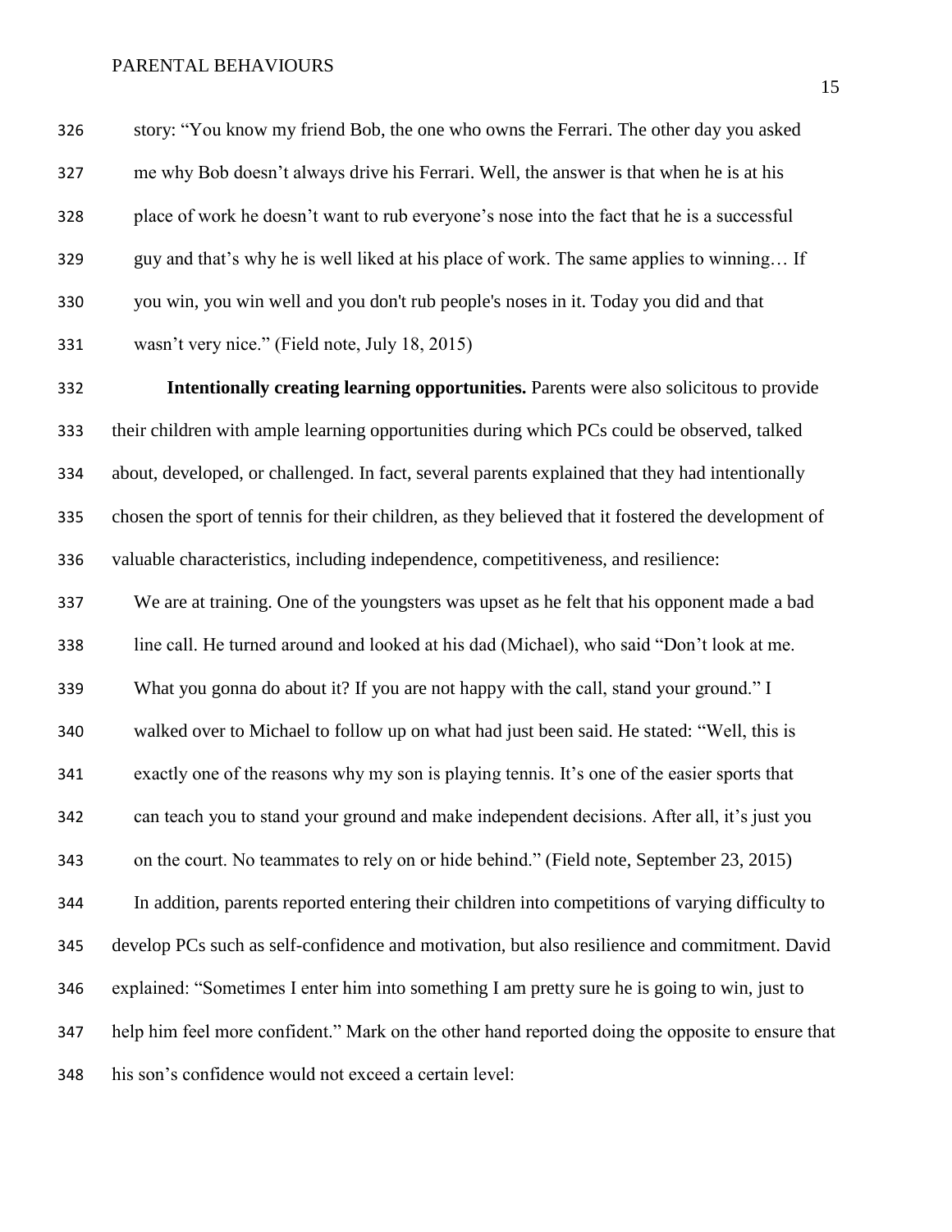story: "You know my friend Bob, the one who owns the Ferrari. The other day you asked me why Bob doesn't always drive his Ferrari. Well, the answer is that when he is at his place of work he doesn't want to rub everyone's nose into the fact that he is a successful guy and that's why he is well liked at his place of work. The same applies to winning… If you win, you win well and you don't rub people's noses in it. Today you did and that wasn't very nice." (Field note, July 18, 2015)

**Intentionally creating learning opportunities.** Parents were also solicitous to provide their children with ample learning opportunities during which PCs could be observed, talked about, developed, or challenged. In fact, several parents explained that they had intentionally chosen the sport of tennis for their children, as they believed that it fostered the development of valuable characteristics, including independence, competitiveness, and resilience:

> We are at training. One of the youngsters was upset as he felt that his opponent made a bad line call. He turned around and looked at his dad (Michael), who said "Don't look at me. What you gonna do about it? If you are not happy with the call, stand your ground." I walked over to Michael to follow up on what had just been said. He stated: "Well, this is exactly one of the reasons why my son is playing tennis. It's one of the easier sports that can teach you to stand your ground and make independent decisions. After all, it's just you on the court. No teammates to rely on or hide behind." (Field note, September 23, 2015)

In addition, parents reported entering their children into competitions of varying difficulty to develop PCs such as self-confidence and motivation, but also resilience and commitment. David explained: "Sometimes I enter him into something I am pretty sure he is going to win, just to help him feel more confident." Mark on the other hand reported doing the opposite to ensure that his son's confidence would not exceed a certain level: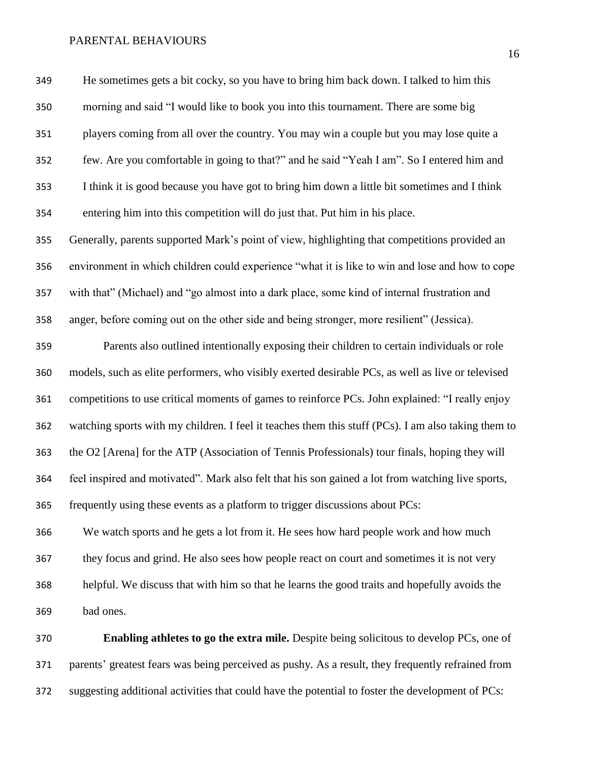He sometimes gets a bit cocky, so you have to bring him back down. I talked to him this morning and said "I would like to book you into this tournament. There are some big players coming from all over the country. You may win a couple but you may lose quite a few. Are you comfortable in going to that?" and he said "Yeah I am". So I entered him and I think it is good because you have got to bring him down a little bit sometimes and I think entering him into this competition will do just that. Put him in his place.

Generally, parents supported Mark's point of view, highlighting that competitions provided an environment in which children could experience "what it is like to win and lose and how to cope with that" (Michael) and "go almost into a dark place, some kind of internal frustration and anger, before coming out on the other side and being stronger, more resilient" (Jessica).

Parents also outlined intentionally exposing their children to certain individuals or role models, such as elite performers, who visibly exerted desirable PCs, as well as live or televised competitions to use critical moments of games to reinforce PCs. John explained: "I really enjoy watching sports with my children. I feel it teaches them this stuff (PCs). I am also taking them to the O2 [Arena] for the ATP (Association of Tennis Professionals) tour finals, hoping they will feel inspired and motivated". Mark also felt that his son gained a lot from watching live sports, frequently using these events as a platform to trigger discussions about PCs:

> We watch sports and he gets a lot from it. He sees how hard people work and how much they focus and grind. He also sees how people react on court and sometimes it is not very helpful. We discuss that with him so that he learns the good traits and hopefully avoids the bad ones.

**Enabling athletes to go the extra mile.** Despite being solicitous to develop PCs, one of parents' greatest fears was being perceived as pushy. As a result, they frequently refrained from suggesting additional activities that could have the potential to foster the development of PCs: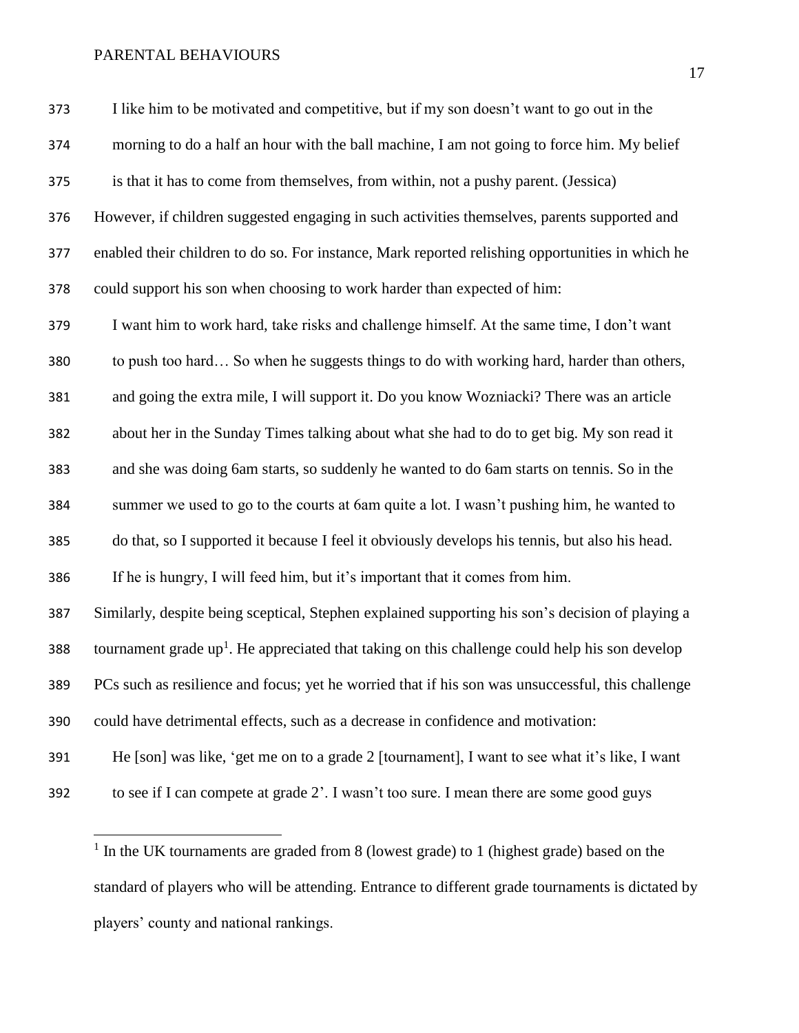> I like him to be motivated and competitive, but if my son doesn't want to go out in the morning to do a half an hour with the ball machine, I am not going to force him. My belief is that it has to come from themselves, from within, not a pushy parent. (Jessica)

However, if children suggested engaging in such activities themselves, parents supported and enabled their children to do so. For instance, Mark reported relishing opportunities in which he could support his son when choosing to work harder than expected of him:

> I want him to work hard, take risks and challenge himself. At the same time, I don't want to push too hard… So when he suggests things to do with working hard, harder than others, and going the extra mile, I will support it. Do you know Wozniacki? There was an article about her in the Sunday Times talking about what she had to do to get big. My son read it and she was doing 6am starts, so suddenly he wanted to do 6am starts on tennis. So in the summer we used to go to the courts at 6am quite a lot. I wasn't pushing him, he wanted to do that, so I supported it because I feel it obviously develops his tennis, but also his head. If he is hungry, I will feed him, but it's important that it comes from him.

Similarly, despite being sceptical, Stephen explained supporting his son's decision of playing a tournament grade up[1]. He appreciated that taking on this challenge could help his son develop PCs such as resilience and focus; yet he worried that if his son was unsuccessful, this challenge could have detrimental effects, such as a decrease in confidence and motivation:

> He [son] was like, 'get me on to a grade 2 [tournament], I want to see what it's like, I want to see if I can compete at grade 2'. I wasn't too sure. I mean there are some good guys

[1] In the UK tournaments are graded from 8 (lowest grade) to 1 (highest grade) based on the standard of players who will be attending. Entrance to different grade tournaments is dictated by players' county and national rankings.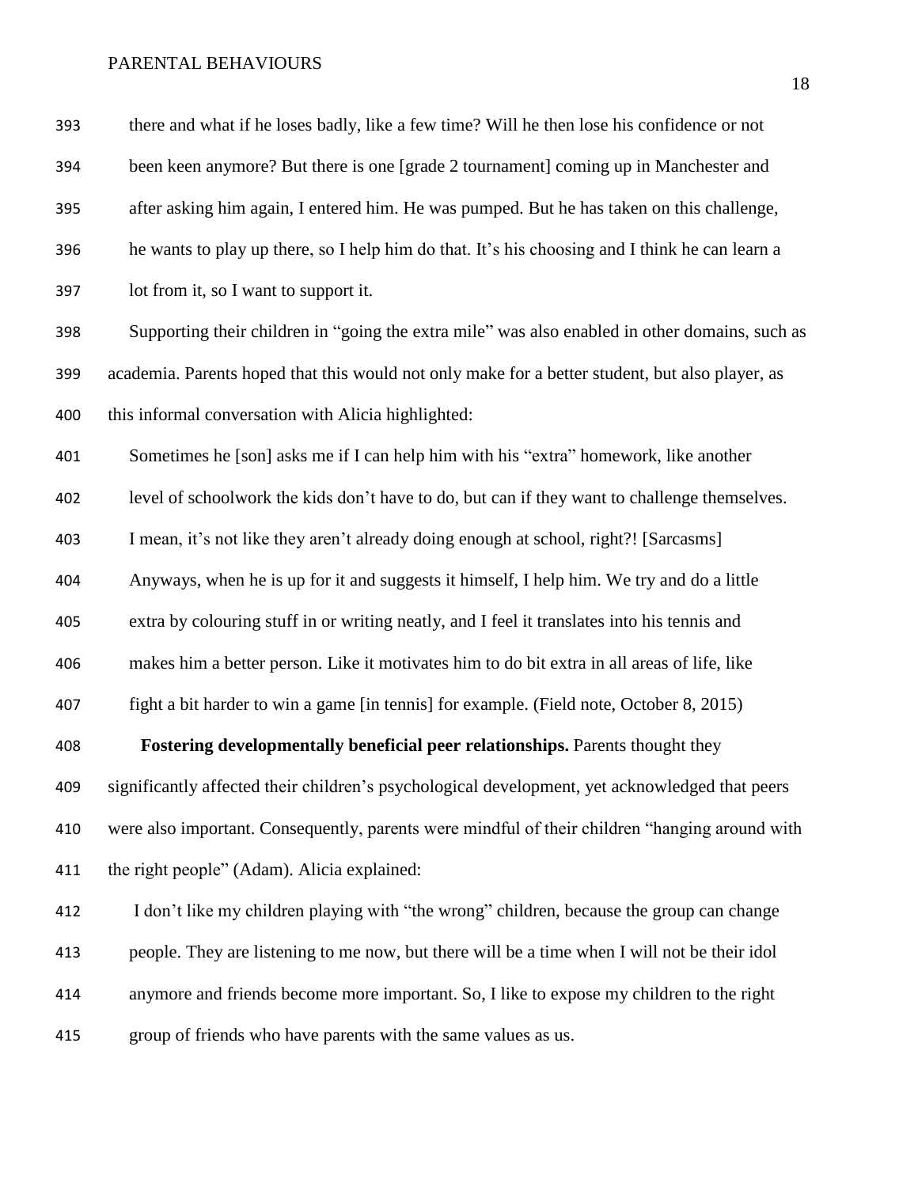there and what if he loses badly, like a few time? Will he then lose his confidence or not been keen anymore? But there is one [grade 2 tournament] coming up in Manchester and after asking him again, I entered him. He was pumped. But he has taken on this challenge, he wants to play up there, so I help him do that. It's his choosing and I think he can learn a lot from it, so I want to support it.

Supporting their children in "going the extra mile" was also enabled in other domains, such as academia. Parents hoped that this would not only make for a better student, but also player, as this informal conversation with Alicia highlighted:

> Sometimes he [son] asks me if I can help him with his "extra" homework, like another level of schoolwork the kids don't have to do, but can if they want to challenge themselves. I mean, it's not like they aren't already doing enough at school, right?! [Sarcasms] Anyways, when he is up for it and suggests it himself, I help him. We try and do a little extra by colouring stuff in or writing neatly, and I feel it translates into his tennis and makes him a better person. Like it motivates him to do bit extra in all areas of life, like fight a bit harder to win a game [in tennis] for example. (Field note, October 8, 2015)

**Fostering developmentally beneficial peer relationships.** Parents thought they significantly affected their children's psychological development, yet acknowledged that peers were also important. Consequently, parents were mindful of their children "hanging around with the right people" (Adam). Alicia explained:

> I don't like my children playing with "the wrong" children, because the group can change people. They are listening to me now, but there will be a time when I will not be their idol anymore and friends become more important. So, I like to expose my children to the right group of friends who have parents with the same values as us.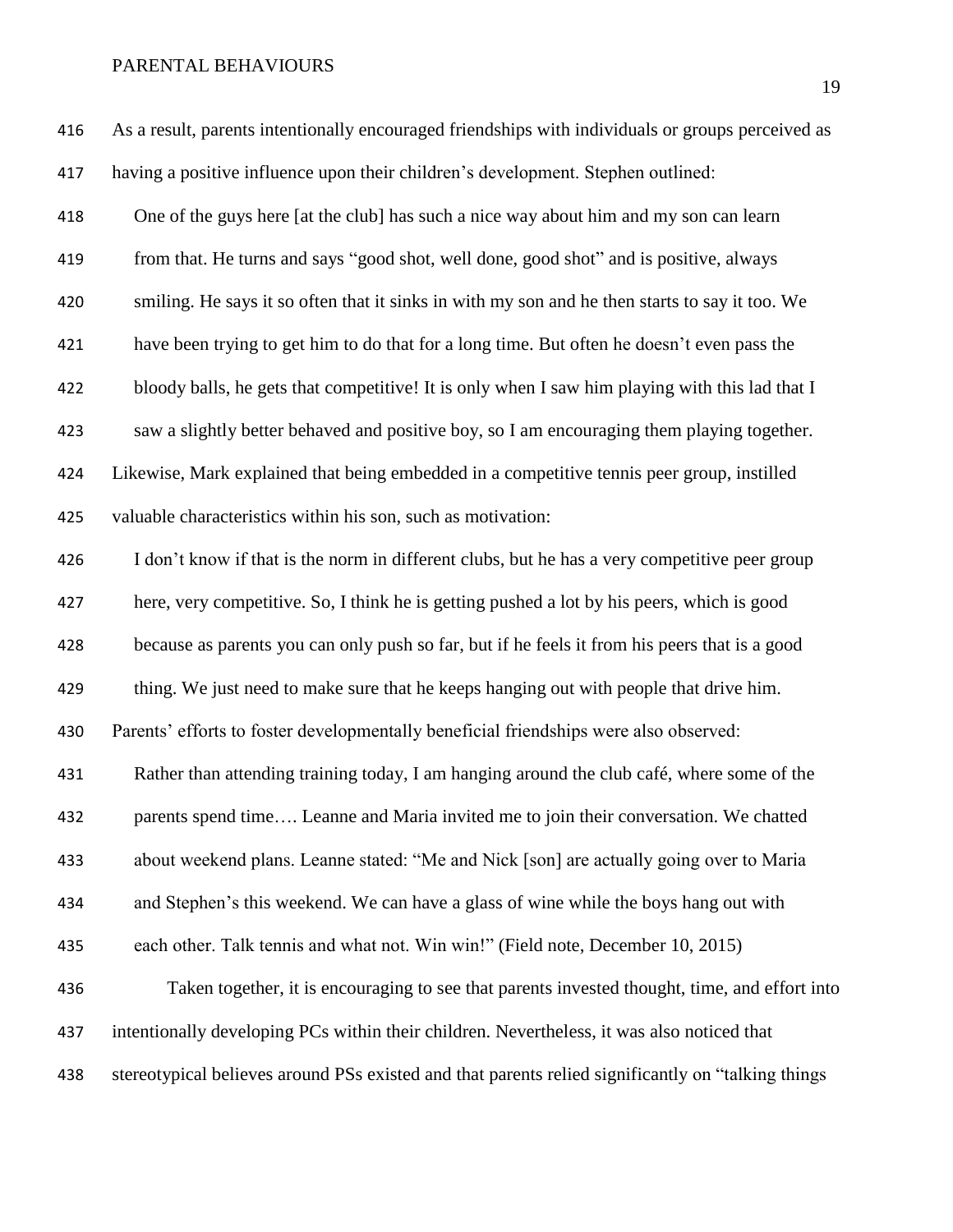As a result, parents intentionally encouraged friendships with individuals or groups perceived as having a positive influence upon their children's development. Stephen outlined:

> One of the guys here [at the club] has such a nice way about him and my son can learn from that. He turns and says "good shot, well done, good shot" and is positive, always smiling. He says it so often that it sinks in with my son and he then starts to say it too. We have been trying to get him to do that for a long time. But often he doesn't even pass the bloody balls, he gets that competitive! It is only when I saw him playing with this lad that I saw a slightly better behaved and positive boy, so I am encouraging them playing together.

Likewise, Mark explained that being embedded in a competitive tennis peer group, instilled valuable characteristics within his son, such as motivation:

> I don't know if that is the norm in different clubs, but he has a very competitive peer group here, very competitive. So, I think he is getting pushed a lot by his peers, which is good because as parents you can only push so far, but if he feels it from his peers that is a good thing. We just need to make sure that he keeps hanging out with people that drive him.

Parents' efforts to foster developmentally beneficial friendships were also observed:

> Rather than attending training today, I am hanging around the club café, where some of the parents spend time…. Leanne and Maria invited me to join their conversation. We chatted about weekend plans. Leanne stated: "Me and Nick [son] are actually going over to Maria and Stephen's this weekend. We can have a glass of wine while the boys hang out with each other. Talk tennis and what not. Win win!" (Field note, December 10, 2015)

Taken together, it is encouraging to see that parents invested thought, time, and effort into intentionally developing PCs within their children. Nevertheless, it was also noticed that stereotypical believes around PSs existed and that parents relied significantly on "talking things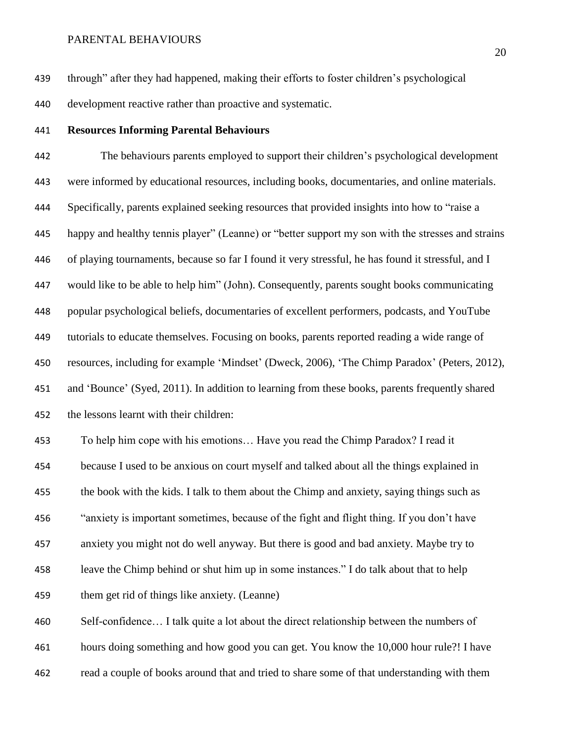through" after they had happened, making their efforts to foster children's psychological development reactive rather than proactive and systematic.

**Resources Informing Parental Behaviours**

The behaviours parents employed to support their children's psychological development were informed by educational resources, including books, documentaries, and online materials. Specifically, parents explained seeking resources that provided insights into how to "raise a happy and healthy tennis player" (Leanne) or "better support my son with the stresses and strains of playing tournaments, because so far I found it very stressful, he has found it stressful, and I would like to be able to help him" (John). Consequently, parents sought books communicating popular psychological beliefs, documentaries of excellent performers, podcasts, and YouTube tutorials to educate themselves. Focusing on books, parents reported reading a wide range of resources, including for example 'Mindset' (Dweck, 2006), 'The Chimp Paradox' (Peters, 2012), and 'Bounce' (Syed, 2011). In addition to learning from these books, parents frequently shared the lessons learnt with their children:

> To help him cope with his emotions… Have you read the Chimp Paradox? I read it because I used to be anxious on court myself and talked about all the things explained in the book with the kids. I talk to them about the Chimp and anxiety, saying things such as "anxiety is important sometimes, because of the fight and flight thing. If you don't have anxiety you might not do well anyway. But there is good and bad anxiety. Maybe try to leave the Chimp behind or shut him up in some instances." I do talk about that to help them get rid of things like anxiety. (Leanne)

> Self-confidence… I talk quite a lot about the direct relationship between the numbers of hours doing something and how good you can get. You know the 10,000 hour rule?! I have read a couple of books around that and tried to share some of that understanding with them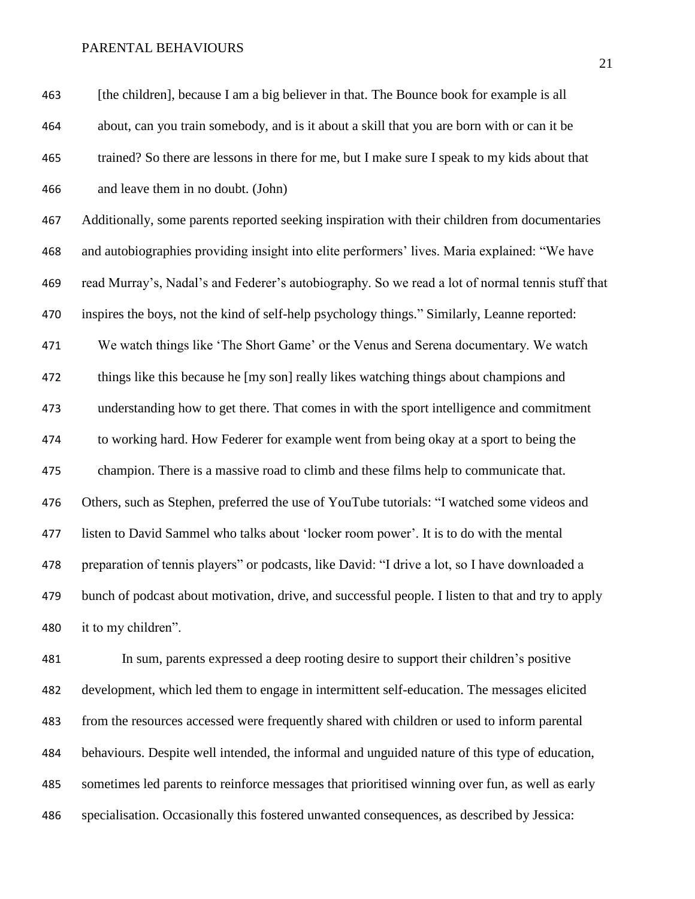[the children], because I am a big believer in that. The Bounce book for example is all about, can you train somebody, and is it about a skill that you are born with or can it be trained? So there are lessons in there for me, but I make sure I speak to my kids about that and leave them in no doubt. (John)

Additionally, some parents reported seeking inspiration with their children from documentaries and autobiographies providing insight into elite performers' lives. Maria explained: "We have read Murray's, Nadal's and Federer's autobiography. So we read a lot of normal tennis stuff that inspires the boys, not the kind of self-help psychology things." Similarly, Leanne reported:

> We watch things like 'The Short Game' or the Venus and Serena documentary. We watch things like this because he [my son] really likes watching things about champions and understanding how to get there. That comes in with the sport intelligence and commitment to working hard. How Federer for example went from being okay at a sport to being the champion. There is a massive road to climb and these films help to communicate that.

Others, such as Stephen, preferred the use of YouTube tutorials: "I watched some videos and listen to David Sammel who talks about 'locker room power'. It is to do with the mental preparation of tennis players" or podcasts, like David: "I drive a lot, so I have downloaded a bunch of podcast about motivation, drive, and successful people. I listen to that and try to apply it to my children".

In sum, parents expressed a deep rooting desire to support their children's positive development, which led them to engage in intermittent self-education. The messages elicited from the resources accessed were frequently shared with children or used to inform parental behaviours. Despite well intended, the informal and unguided nature of this type of education, sometimes led parents to reinforce messages that prioritised winning over fun, as well as early specialisation. Occasionally this fostered unwanted consequences, as described by Jessica: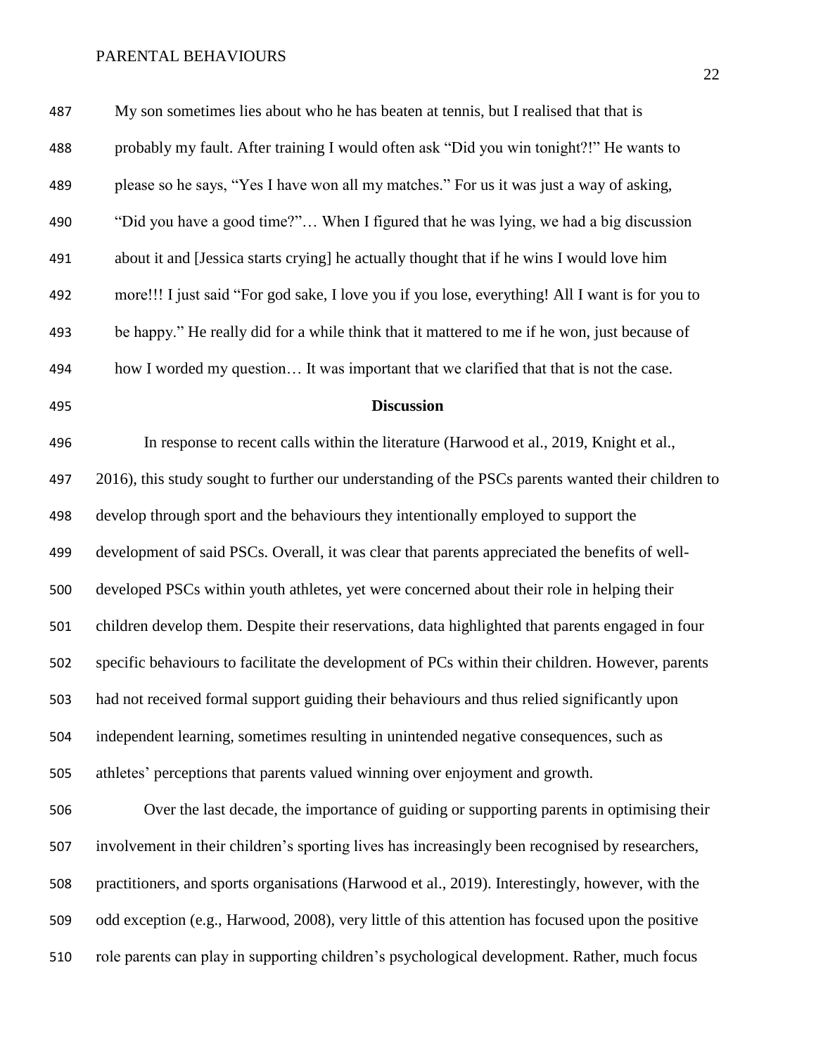My son sometimes lies about who he has beaten at tennis, but I realised that that is probably my fault. After training I would often ask "Did you win tonight?!" He wants to please so he says, "Yes I have won all my matches." For us it was just a way of asking, "Did you have a good time?"… When I figured that he was lying, we had a big discussion about it and [Jessica starts crying] he actually thought that if he wins I would love him more!!! I just said "For god sake, I love you if you lose, everything! All I want is for you to be happy." He really did for a while think that it mattered to me if he won, just because of how I worded my question… It was important that we clarified that that is not the case.

## Discussion

In response to recent calls within the literature (Harwood et al., 2019, Knight et al., 2016), this study sought to further our understanding of the PSCs parents wanted their children to develop through sport and the behaviours they intentionally employed to support the development of said PSCs. Overall, it was clear that parents appreciated the benefits of well-developed PSCs within youth athletes, yet were concerned about their role in helping their children develop them. Despite their reservations, data highlighted that parents engaged in four specific behaviours to facilitate the development of PCs within their children. However, parents had not received formal support guiding their behaviours and thus relied significantly upon independent learning, sometimes resulting in unintended negative consequences, such as athletes' perceptions that parents valued winning over enjoyment and growth.

Over the last decade, the importance of guiding or supporting parents in optimising their involvement in their children's sporting lives has increasingly been recognised by researchers, practitioners, and sports organisations (Harwood et al., 2019). Interestingly, however, with the odd exception (e.g., Harwood, 2008), very little of this attention has focused upon the positive role parents can play in supporting children's psychological development. Rather, much focus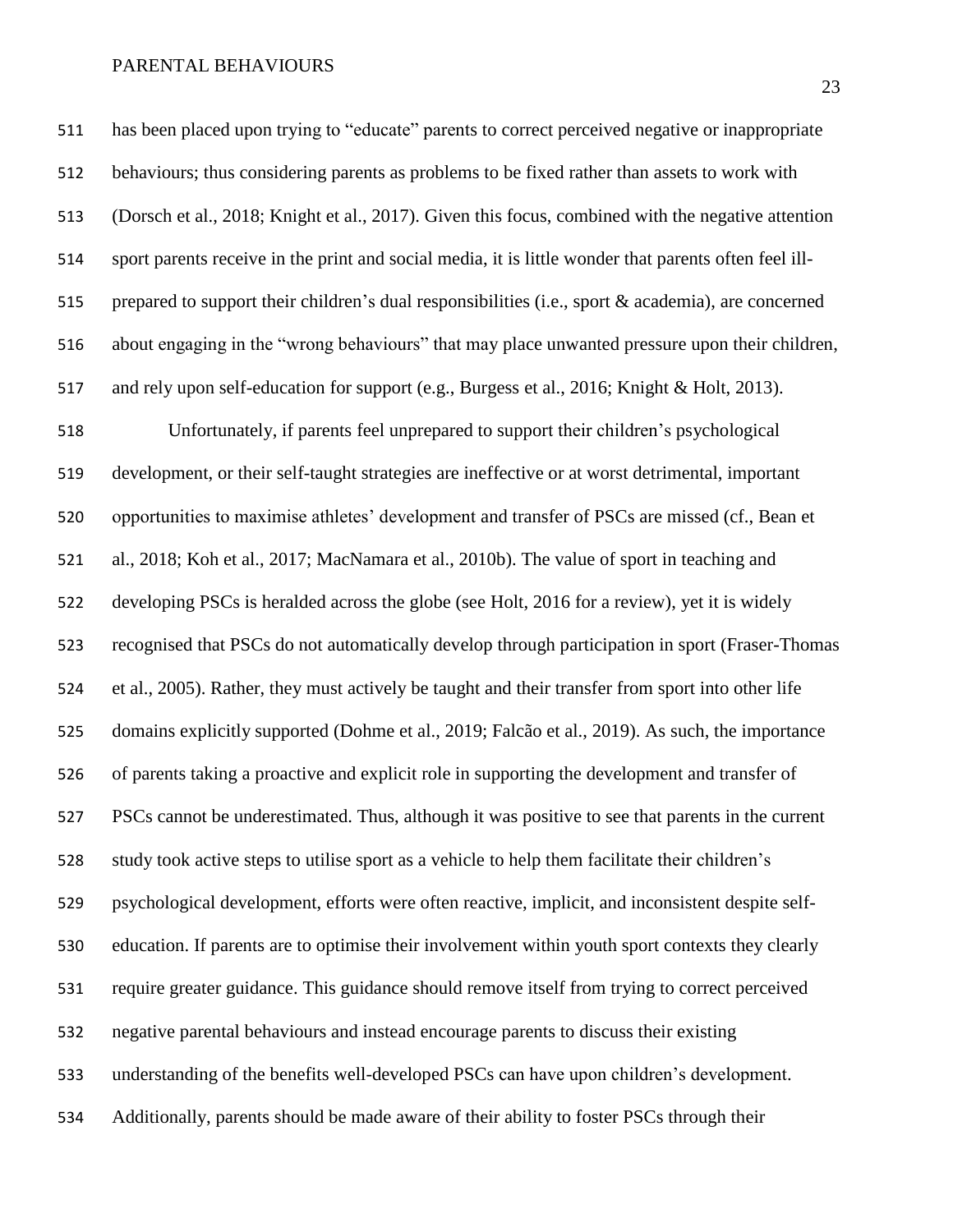has been placed upon trying to "educate" parents to correct perceived negative or inappropriate behaviours; thus considering parents as problems to be fixed rather than assets to work with (Dorsch et al., 2018; Knight et al., 2017). Given this focus, combined with the negative attention sport parents receive in the print and social media, it is little wonder that parents often feel ill-prepared to support their children's dual responsibilities (i.e., sport & academia), are concerned about engaging in the "wrong behaviours" that may place unwanted pressure upon their children, and rely upon self-education for support (e.g., Burgess et al., 2016; Knight & Holt, 2013).

Unfortunately, if parents feel unprepared to support their children's psychological development, or their self-taught strategies are ineffective or at worst detrimental, important opportunities to maximise athletes' development and transfer of PSCs are missed (cf., Bean et al., 2018; Koh et al., 2017; MacNamara et al., 2010b). The value of sport in teaching and developing PSCs is heralded across the globe (see Holt, 2016 for a review), yet it is widely recognised that PSCs do not automatically develop through participation in sport (Fraser-Thomas et al., 2005). Rather, they must actively be taught and their transfer from sport into other life domains explicitly supported (Dohme et al., 2019; Falcão et al., 2019). As such, the importance of parents taking a proactive and explicit role in supporting the development and transfer of PSCs cannot be underestimated. Thus, although it was positive to see that parents in the current study took active steps to utilise sport as a vehicle to help them facilitate their children's psychological development, efforts were often reactive, implicit, and inconsistent despite self-education. If parents are to optimise their involvement within youth sport contexts they clearly require greater guidance. This guidance should remove itself from trying to correct perceived negative parental behaviours and instead encourage parents to discuss their existing understanding of the benefits well-developed PSCs can have upon children's development. Additionally, parents should be made aware of their ability to foster PSCs through their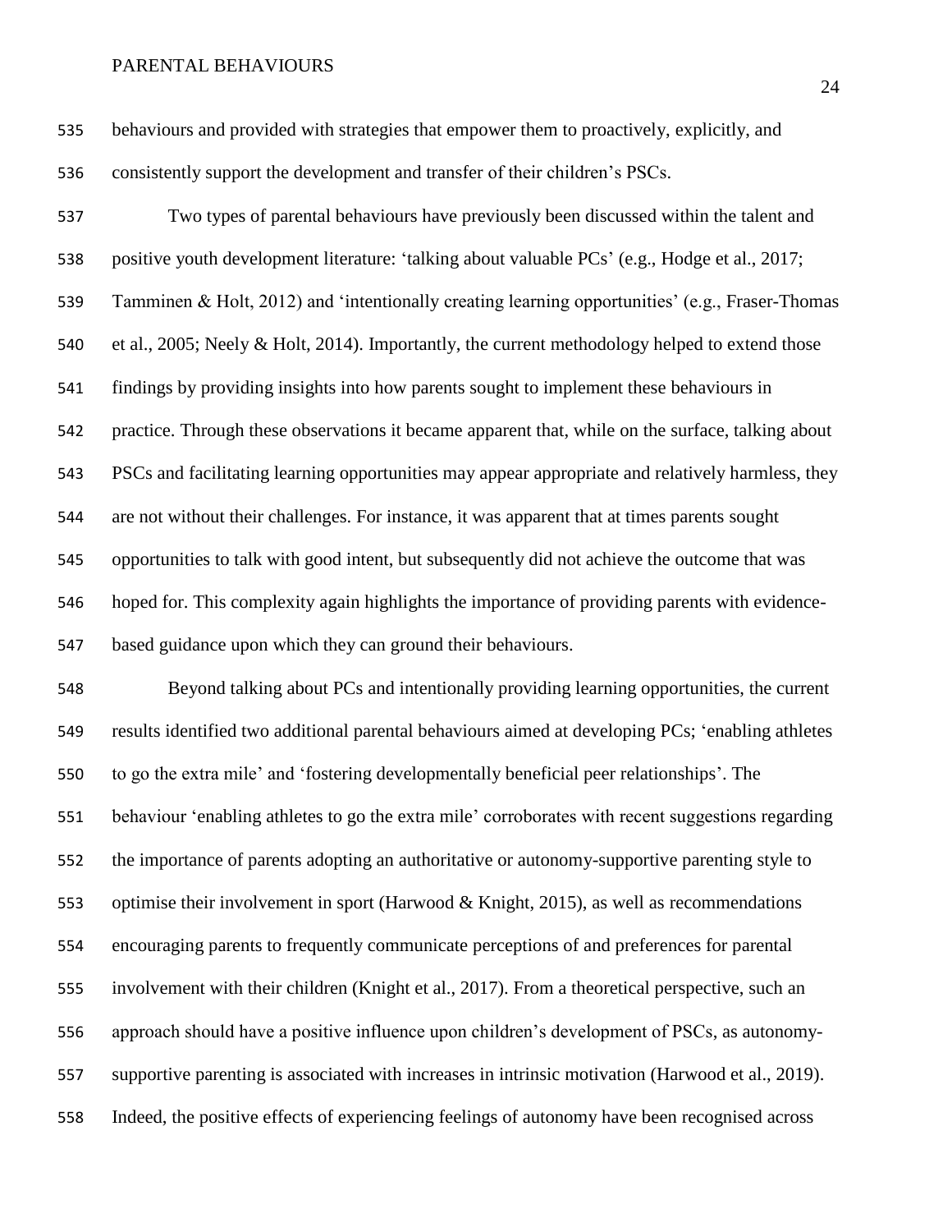behaviours and provided with strategies that empower them to proactively, explicitly, and consistently support the development and transfer of their children's PSCs.

Two types of parental behaviours have previously been discussed within the talent and positive youth development literature: 'talking about valuable PCs' (e.g., Hodge et al., 2017; Tamminen & Holt, 2012) and 'intentionally creating learning opportunities' (e.g., Fraser-Thomas et al., 2005; Neely & Holt, 2014). Importantly, the current methodology helped to extend those findings by providing insights into how parents sought to implement these behaviours in practice. Through these observations it became apparent that, while on the surface, talking about PSCs and facilitating learning opportunities may appear appropriate and relatively harmless, they are not without their challenges. For instance, it was apparent that at times parents sought opportunities to talk with good intent, but subsequently did not achieve the outcome that was hoped for. This complexity again highlights the importance of providing parents with evidence-based guidance upon which they can ground their behaviours.

Beyond talking about PCs and intentionally providing learning opportunities, the current results identified two additional parental behaviours aimed at developing PCs; 'enabling athletes to go the extra mile' and 'fostering developmentally beneficial peer relationships'. The behaviour 'enabling athletes to go the extra mile' corroborates with recent suggestions regarding the importance of parents adopting an authoritative or autonomy-supportive parenting style to optimise their involvement in sport (Harwood & Knight, 2015), as well as recommendations encouraging parents to frequently communicate perceptions of and preferences for parental involvement with their children (Knight et al., 2017). From a theoretical perspective, such an approach should have a positive influence upon children's development of PSCs, as autonomy-supportive parenting is associated with increases in intrinsic motivation (Harwood et al., 2019). Indeed, the positive effects of experiencing feelings of autonomy have been recognised across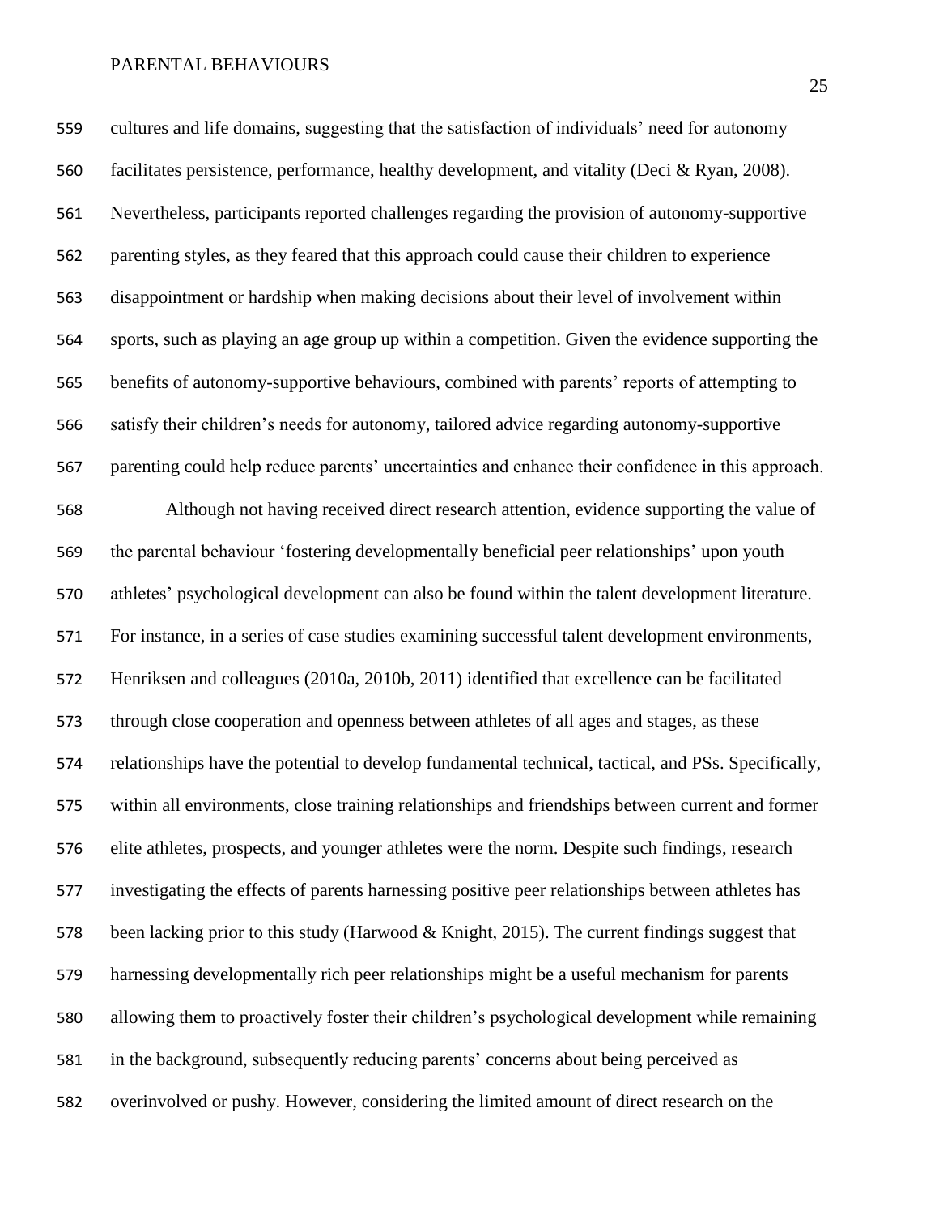cultures and life domains, suggesting that the satisfaction of individuals' need for autonomy facilitates persistence, performance, healthy development, and vitality (Deci & Ryan, 2008). Nevertheless, participants reported challenges regarding the provision of autonomy-supportive parenting styles, as they feared that this approach could cause their children to experience disappointment or hardship when making decisions about their level of involvement within sports, such as playing an age group up within a competition. Given the evidence supporting the benefits of autonomy-supportive behaviours, combined with parents' reports of attempting to satisfy their children's needs for autonomy, tailored advice regarding autonomy-supportive parenting could help reduce parents' uncertainties and enhance their confidence in this approach.

Although not having received direct research attention, evidence supporting the value of the parental behaviour 'fostering developmentally beneficial peer relationships' upon youth athletes' psychological development can also be found within the talent development literature. For instance, in a series of case studies examining successful talent development environments, Henriksen and colleagues (2010a, 2010b, 2011) identified that excellence can be facilitated through close cooperation and openness between athletes of all ages and stages, as these relationships have the potential to develop fundamental technical, tactical, and PSs. Specifically, within all environments, close training relationships and friendships between current and former elite athletes, prospects, and younger athletes were the norm. Despite such findings, research investigating the effects of parents harnessing positive peer relationships between athletes has been lacking prior to this study (Harwood & Knight, 2015). The current findings suggest that harnessing developmentally rich peer relationships might be a useful mechanism for parents allowing them to proactively foster their children's psychological development while remaining in the background, subsequently reducing parents' concerns about being perceived as overinvolved or pushy. However, considering the limited amount of direct research on the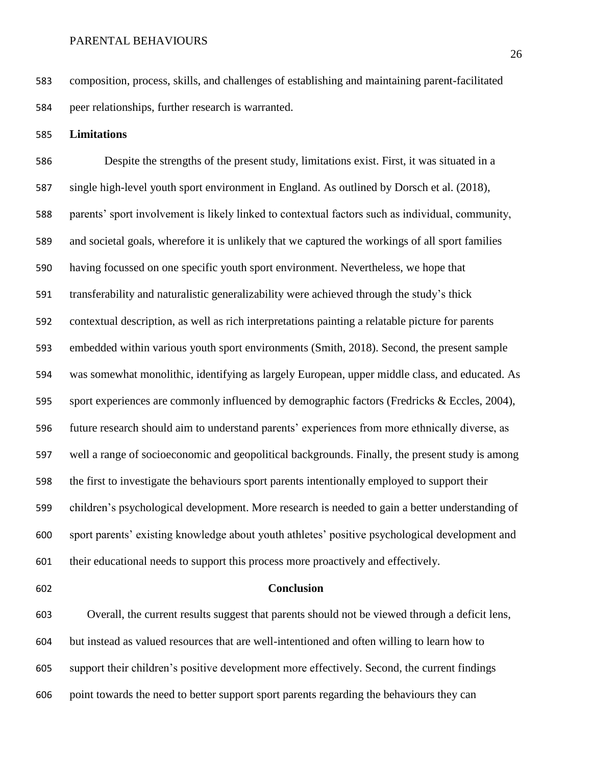composition, process, skills, and challenges of establishing and maintaining parent-facilitated peer relationships, further research is warranted.

**Limitations**

Despite the strengths of the present study, limitations exist. First, it was situated in a single high-level youth sport environment in England. As outlined by Dorsch et al. (2018), parents' sport involvement is likely linked to contextual factors such as individual, community, and societal goals, wherefore it is unlikely that we captured the workings of all sport families having focussed on one specific youth sport environment. Nevertheless, we hope that transferability and naturalistic generalizability were achieved through the study's thick contextual description, as well as rich interpretations painting a relatable picture for parents embedded within various youth sport environments (Smith, 2018). Second, the present sample was somewhat monolithic, identifying as largely European, upper middle class, and educated. As sport experiences are commonly influenced by demographic factors (Fredricks & Eccles, 2004), future research should aim to understand parents' experiences from more ethnically diverse, as well a range of socioeconomic and geopolitical backgrounds. Finally, the present study is among the first to investigate the behaviours sport parents intentionally employed to support their children's psychological development. More research is needed to gain a better understanding of sport parents' existing knowledge about youth athletes' positive psychological development and their educational needs to support this process more proactively and effectively.

## Conclusion

Overall, the current results suggest that parents should not be viewed through a deficit lens, but instead as valued resources that are well-intentioned and often willing to learn how to support their children's positive development more effectively. Second, the current findings point towards the need to better support sport parents regarding the behaviours they can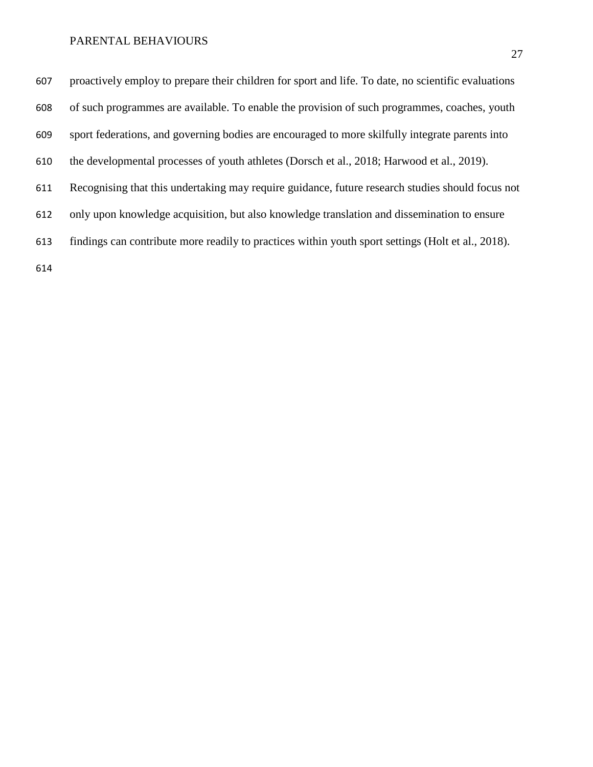proactively employ to prepare their children for sport and life. To date, no scientific evaluations of such programmes are available. To enable the provision of such programmes, coaches, youth sport federations, and governing bodies are encouraged to more skilfully integrate parents into the developmental processes of youth athletes (Dorsch et al., 2018; Harwood et al., 2019). Recognising that this undertaking may require guidance, future research studies should focus not only upon knowledge acquisition, but also knowledge translation and dissemination to ensure findings can contribute more readily to practices within youth sport settings (Holt et al., 2018).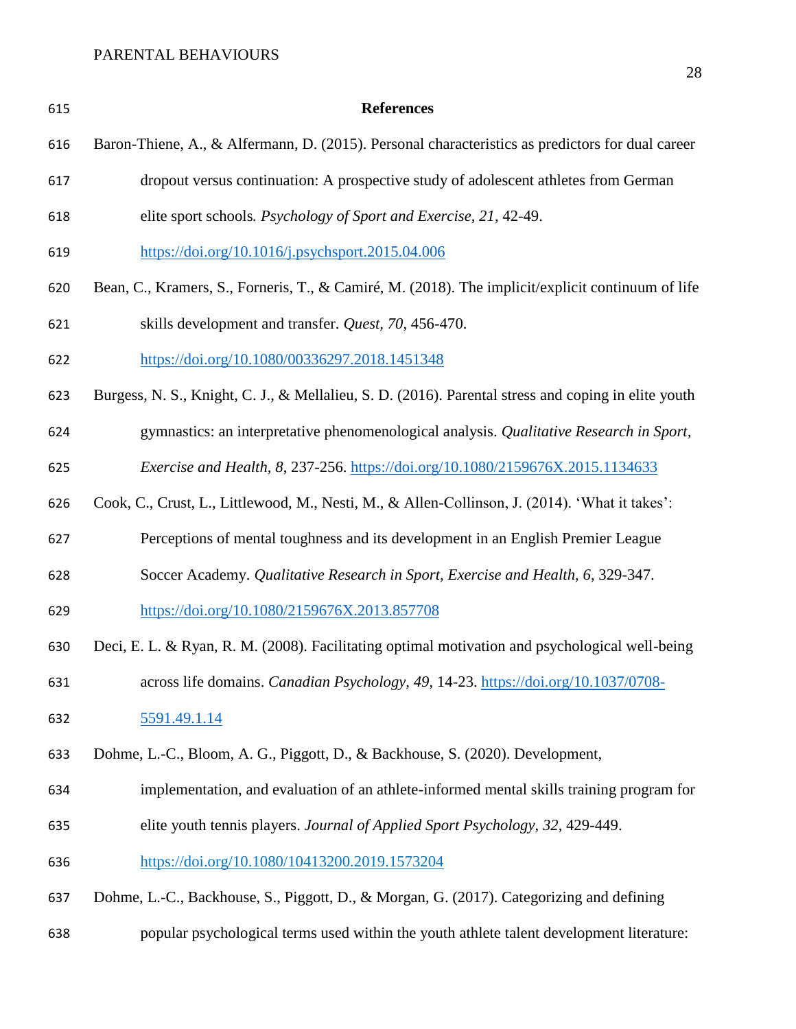## References

Baron-Thiene, A., & Alfermann, D. (2015). Personal characteristics as predictors for dual career dropout versus continuation: A prospective study of adolescent athletes from German elite sport schools. *Psychology of Sport and Exercise, 21*, 42-49. https://doi.org/10.1016/j.psychsport.2015.04.006

Bean, C., Kramers, S., Forneris, T., & Camiré, M. (2018). The implicit/explicit continuum of life skills development and transfer. *Quest, 70*, 456-470. https://doi.org/10.1080/00336297.2018.1451348

Burgess, N. S., Knight, C. J., & Mellalieu, S. D. (2016). Parental stress and coping in elite youth gymnastics: an interpretative phenomenological analysis. *Qualitative Research in Sport, Exercise and Health, 8*, 237-256. https://doi.org/10.1080/2159676X.2015.1134633

Cook, C., Crust, L., Littlewood, M., Nesti, M., & Allen-Collinson, J. (2014). 'What it takes': Perceptions of mental toughness and its development in an English Premier League Soccer Academy. *Qualitative Research in Sport, Exercise and Health, 6*, 329-347. https://doi.org/10.1080/2159676X.2013.857708

Deci, E. L. & Ryan, R. M. (2008). Facilitating optimal motivation and psychological well-being across life domains. *Canadian Psychology, 49*, 14-23. https://doi.org/10.1037/0708-5591.49.1.14

Dohme, L.-C., Bloom, A. G., Piggott, D., & Backhouse, S. (2020). Development, implementation, and evaluation of an athlete-informed mental skills training program for elite youth tennis players. *Journal of Applied Sport Psychology, 32*, 429-449. https://doi.org/10.1080/10413200.2019.1573204

Dohme, L.-C., Backhouse, S., Piggott, D., & Morgan, G. (2017). Categorizing and defining popular psychological terms used within the youth athlete talent development literature: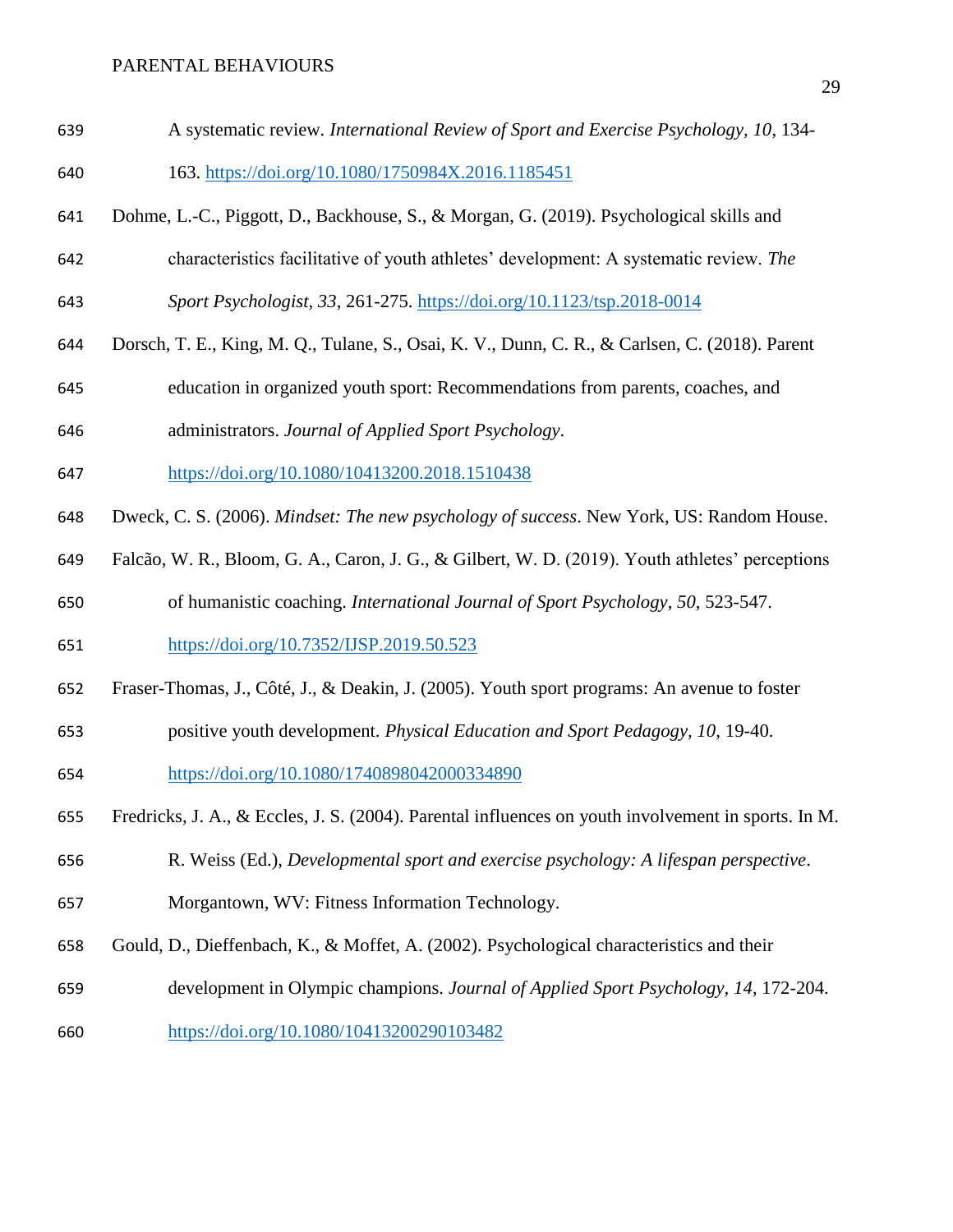A systematic review. *International Review of Sport and Exercise Psychology, 10*, 134-163. https://doi.org/10.1080/1750984X.2016.1185451

Dohme, L.-C., Piggott, D., Backhouse, S., & Morgan, G. (2019). Psychological skills and characteristics facilitative of youth athletes' development: A systematic review. *The Sport Psychologist*, *33*, 261-275. https://doi.org/10.1123/tsp.2018-0014

Dorsch, T. E., King, M. Q., Tulane, S., Osai, K. V., Dunn, C. R., & Carlsen, C. (2018). Parent education in organized youth sport: Recommendations from parents, coaches, and administrators. *Journal of Applied Sport Psychology*. https://doi.org/10.1080/10413200.2018.1510438

Dweck, C. S. (2006). *Mindset: The new psychology of success*. New York, US: Random House.

Falcão, W. R., Bloom, G. A., Caron, J. G., & Gilbert, W. D. (2019). Youth athletes' perceptions of humanistic coaching. *International Journal of Sport Psychology, 50*, 523-547. https://doi.org/10.7352/IJSP.2019.50.523

Fraser-Thomas, J., Côté, J., & Deakin, J. (2005). Youth sport programs: An avenue to foster positive youth development. *Physical Education and Sport Pedagogy, 10*, 19-40. https://doi.org/10.1080/1740898042000334890

Fredricks, J. A., & Eccles, J. S. (2004). Parental influences on youth involvement in sports. In M. R. Weiss (Ed.), *Developmental sport and exercise psychology: A lifespan perspective*. Morgantown, WV: Fitness Information Technology.

Gould, D., Dieffenbach, K., & Moffet, A. (2002). Psychological characteristics and their development in Olympic champions. *Journal of Applied Sport Psychology, 14*, 172-204. https://doi.org/10.1080/10413200290103482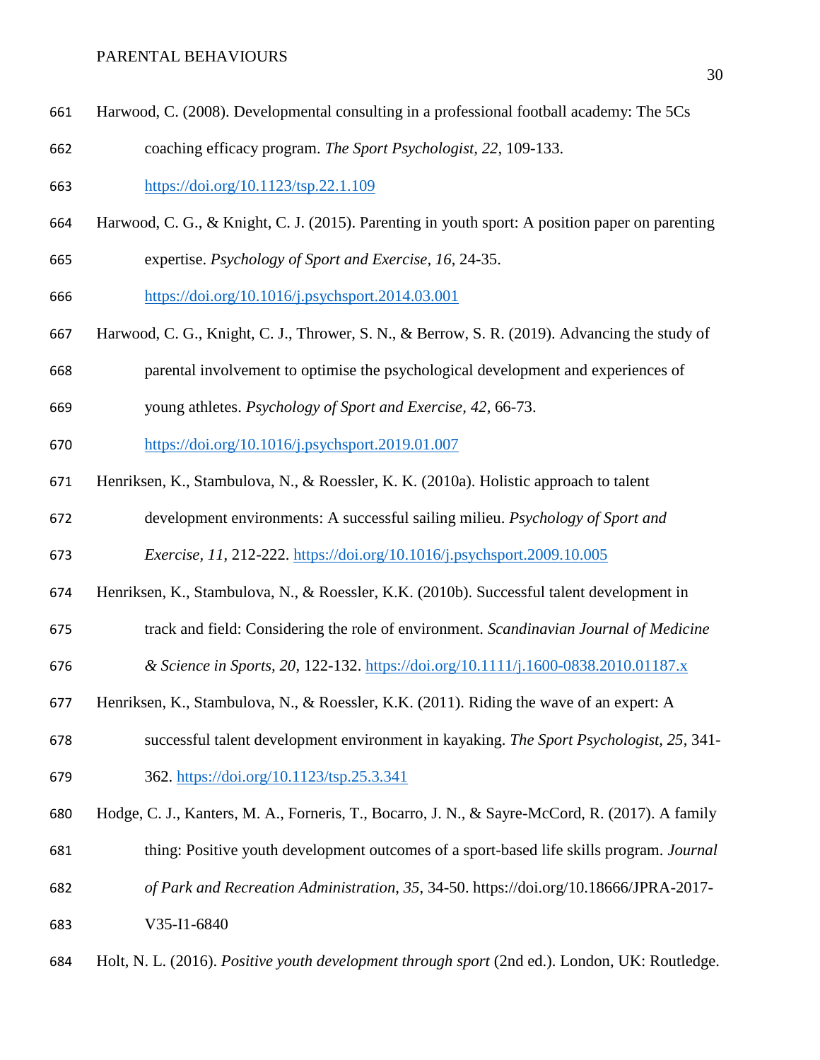Harwood, C. (2008). Developmental consulting in a professional football academy: The 5Cs coaching efficacy program. *The Sport Psychologist, 22*, 109-133. https://doi.org/10.1123/tsp.22.1.109

Harwood, C. G., & Knight, C. J. (2015). Parenting in youth sport: A position paper on parenting expertise. *Psychology of Sport and Exercise, 16*, 24-35. https://doi.org/10.1016/j.psychsport.2014.03.001

Harwood, C. G., Knight, C. J., Thrower, S. N., & Berrow, S. R. (2019). Advancing the study of parental involvement to optimise the psychological development and experiences of young athletes. *Psychology of Sport and Exercise, 42*, 66-73. https://doi.org/10.1016/j.psychsport.2019.01.007

Henriksen, K., Stambulova, N., & Roessler, K. K. (2010a). Holistic approach to talent development environments: A successful sailing milieu. *Psychology of Sport and Exercise, 11*, 212-222. https://doi.org/10.1016/j.psychsport.2009.10.005

Henriksen, K., Stambulova, N., & Roessler, K.K. (2010b). Successful talent development in track and field: Considering the role of environment. *Scandinavian Journal of Medicine & Science in Sports, 20*, 122-132. https://doi.org/10.1111/j.1600-0838.2010.01187.x

Henriksen, K., Stambulova, N., & Roessler, K.K. (2011). Riding the wave of an expert: A successful talent development environment in kayaking. *The Sport Psychologist, 25*, 341-362. https://doi.org/10.1123/tsp.25.3.341

Hodge, C. J., Kanters, M. A., Forneris, T., Bocarro, J. N., & Sayre-McCord, R. (2017). A family thing: Positive youth development outcomes of a sport-based life skills program. *Journal of Park and Recreation Administration, 35*, 34-50. https://doi.org/10.18666/JPRA-2017-V35-I1-6840

Holt, N. L. (2016). *Positive youth development through sport* (2nd ed.). London, UK: Routledge.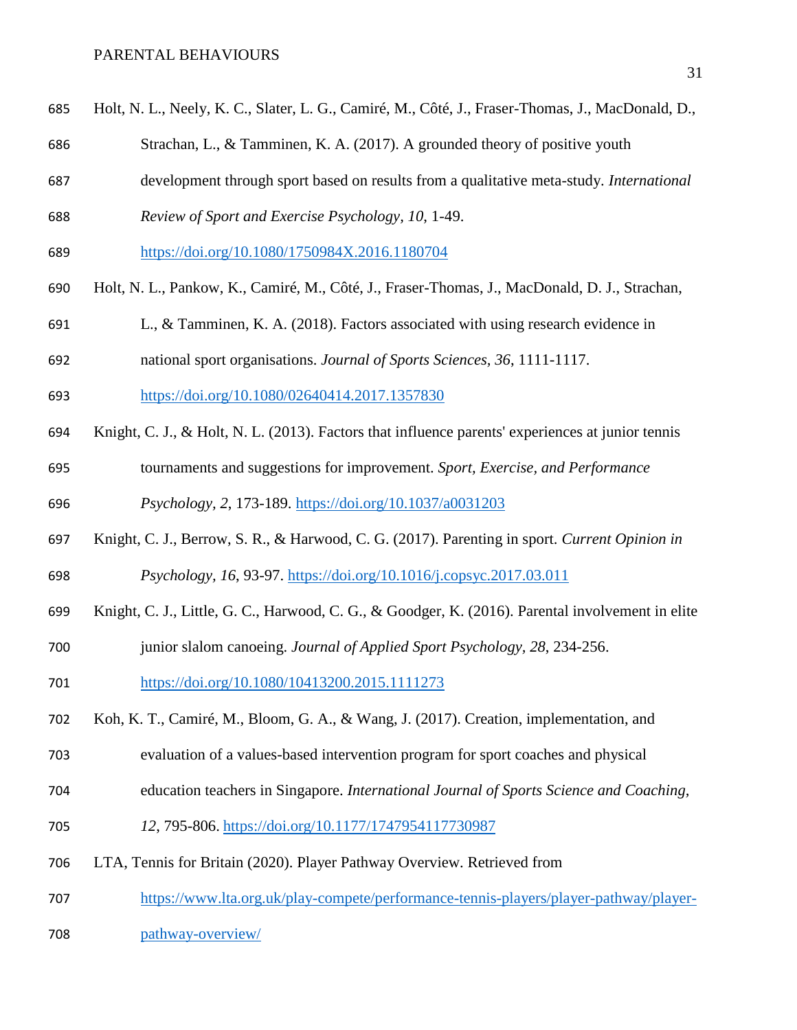Holt, N. L., Neely, K. C., Slater, L. G., Camiré, M., Côté, J., Fraser-Thomas, J., MacDonald, D., Strachan, L., & Tamminen, K. A. (2017). A grounded theory of positive youth development through sport based on results from a qualitative meta-study. *International Review of Sport and Exercise Psychology, 10*, 1-49. https://doi.org/10.1080/1750984X.2016.1180704

Holt, N. L., Pankow, K., Camiré, M., Côté, J., Fraser-Thomas, J., MacDonald, D. J., Strachan, L., & Tamminen, K. A. (2018). Factors associated with using research evidence in national sport organisations. *Journal of Sports Sciences, 36*, 1111-1117. https://doi.org/10.1080/02640414.2017.1357830

Knight, C. J., & Holt, N. L. (2013). Factors that influence parents' experiences at junior tennis tournaments and suggestions for improvement. *Sport, Exercise, and Performance Psychology, 2*, 173-189. https://doi.org/10.1037/a0031203

Knight, C. J., Berrow, S. R., & Harwood, C. G. (2017). Parenting in sport. *Current Opinion in Psychology, 16*, 93-97. https://doi.org/10.1016/j.copsyc.2017.03.011

Knight, C. J., Little, G. C., Harwood, C. G., & Goodger, K. (2016). Parental involvement in elite junior slalom canoeing. *Journal of Applied Sport Psychology, 28*, 234-256. https://doi.org/10.1080/10413200.2015.1111273

Koh, K. T., Camiré, M., Bloom, G. A., & Wang, J. (2017). Creation, implementation, and evaluation of a values-based intervention program for sport coaches and physical education teachers in Singapore. *International Journal of Sports Science and Coaching, 12*, 795-806. https://doi.org/10.1177/1747954117730987

LTA, Tennis for Britain (2020). Player Pathway Overview. Retrieved from https://www.lta.org.uk/play-compete/performance-tennis-players/player-pathway/player-pathway-overview/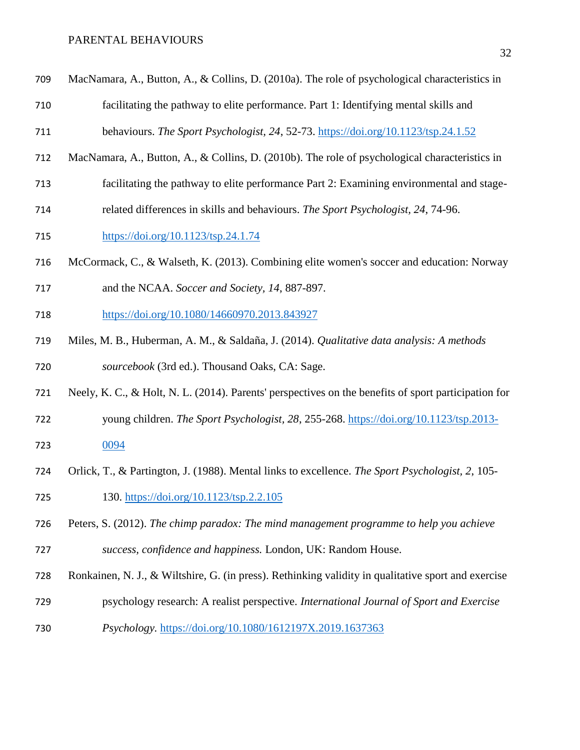MacNamara, A., Button, A., & Collins, D. (2010a). The role of psychological characteristics in facilitating the pathway to elite performance. Part 1: Identifying mental skills and behaviours. *The Sport Psychologist, 24*, 52-73. https://doi.org/10.1123/tsp.24.1.52

MacNamara, A., Button, A., & Collins, D. (2010b). The role of psychological characteristics in facilitating the pathway to elite performance Part 2: Examining environmental and stage-related differences in skills and behaviours. *The Sport Psychologist, 24*, 74-96. https://doi.org/10.1123/tsp.24.1.74

McCormack, C., & Walseth, K. (2013). Combining elite women's soccer and education: Norway and the NCAA. *Soccer and Society, 14*, 887-897. https://doi.org/10.1080/14660970.2013.843927

Miles, M. B., Huberman, A. M., & Saldaña, J. (2014). *Qualitative data analysis: A methods sourcebook* (3rd ed.). Thousand Oaks, CA: Sage.

Neely, K. C., & Holt, N. L. (2014). Parents' perspectives on the benefits of sport participation for young children. *The Sport Psychologist, 28*, 255-268. https://doi.org/10.1123/tsp.2013-0094

Orlick, T., & Partington, J. (1988). Mental links to excellence. *The Sport Psychologist, 2*, 105-130. https://doi.org/10.1123/tsp.2.2.105

Peters, S. (2012). *The chimp paradox: The mind management programme to help you achieve success, confidence and happiness.* London, UK: Random House.

Ronkainen, N. J., & Wiltshire, G. (in press). Rethinking validity in qualitative sport and exercise psychology research: A realist perspective. *International Journal of Sport and Exercise Psychology.* https://doi.org/10.1080/1612197X.2019.1637363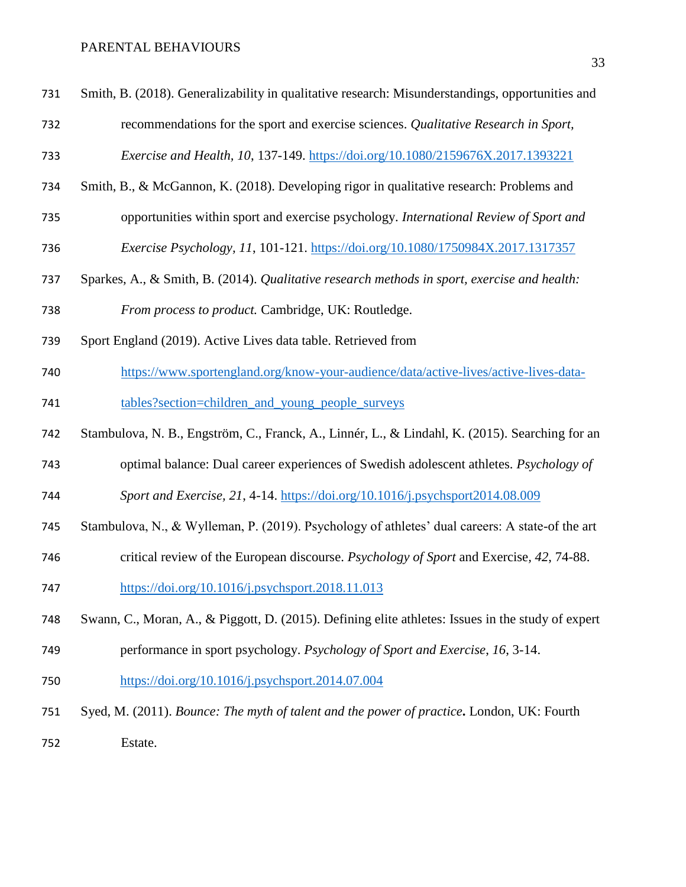Smith, B. (2018). Generalizability in qualitative research: Misunderstandings, opportunities and recommendations for the sport and exercise sciences. *Qualitative Research in Sport, Exercise and Health, 10*, 137-149. https://doi.org/10.1080/2159676X.2017.1393221

Smith, B., & McGannon, K. (2018). Developing rigor in qualitative research: Problems and opportunities within sport and exercise psychology. *International Review of Sport and Exercise Psychology, 11*, 101-121. https://doi.org/10.1080/1750984X.2017.1317357

Sparkes, A., & Smith, B. (2014). *Qualitative research methods in sport, exercise and health: From process to product.* Cambridge, UK: Routledge.

Sport England (2019). Active Lives data table. Retrieved from https://www.sportengland.org/know-your-audience/data/active-lives/active-lives-data-tables?section=children_and_young_people_surveys

Stambulova, N. B., Engström, C., Franck, A., Linnér, L., & Lindahl, K. (2015). Searching for an optimal balance: Dual career experiences of Swedish adolescent athletes. *Psychology of Sport and Exercise, 21*, 4-14. https://doi.org/10.1016/j.psychsport2014.08.009

Stambulova, N., & Wylleman, P. (2019). Psychology of athletes' dual careers: A state-of the art critical review of the European discourse. *Psychology of Sport* and Exercise*, 42*, 74-88. https://doi.org/10.1016/j.psychsport.2018.11.013

Swann, C., Moran, A., & Piggott, D. (2015). Defining elite athletes: Issues in the study of expert performance in sport psychology. *Psychology of Sport and Exercise*, *16*, 3-14. https://doi.org/10.1016/j.psychsport.2014.07.004

Syed, M. (2011). *Bounce: The myth of talent and the power of practice***.** London, UK: Fourth Estate.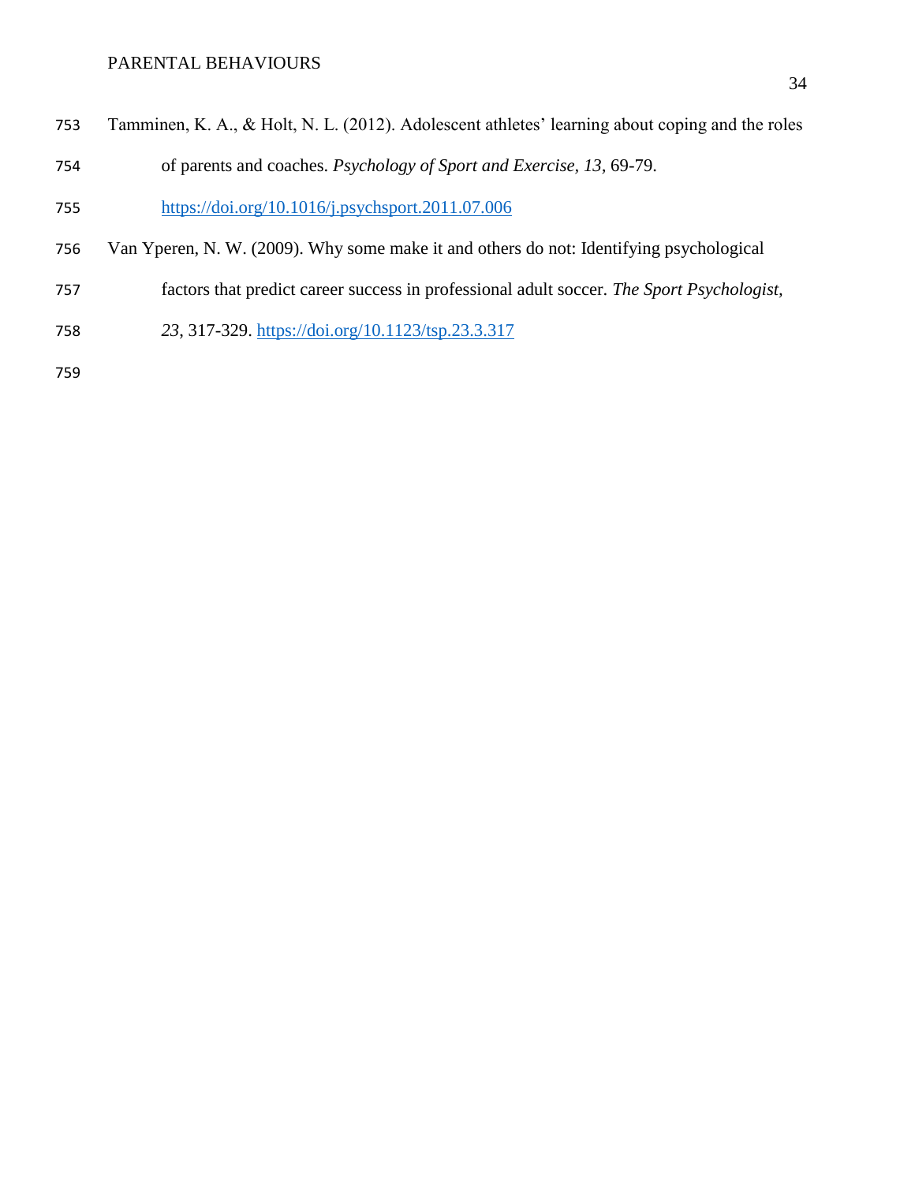Tamminen, K. A., & Holt, N. L. (2012). Adolescent athletes' learning about coping and the roles of parents and coaches. *Psychology of Sport and Exercise, 13*, 69-79. https://doi.org/10.1016/j.psychsport.2011.07.006

Van Yperen, N. W. (2009). Why some make it and others do not: Identifying psychological factors that predict career success in professional adult soccer. *The Sport Psychologist, 23*, 317-329. https://doi.org/10.1123/tsp.23.3.317